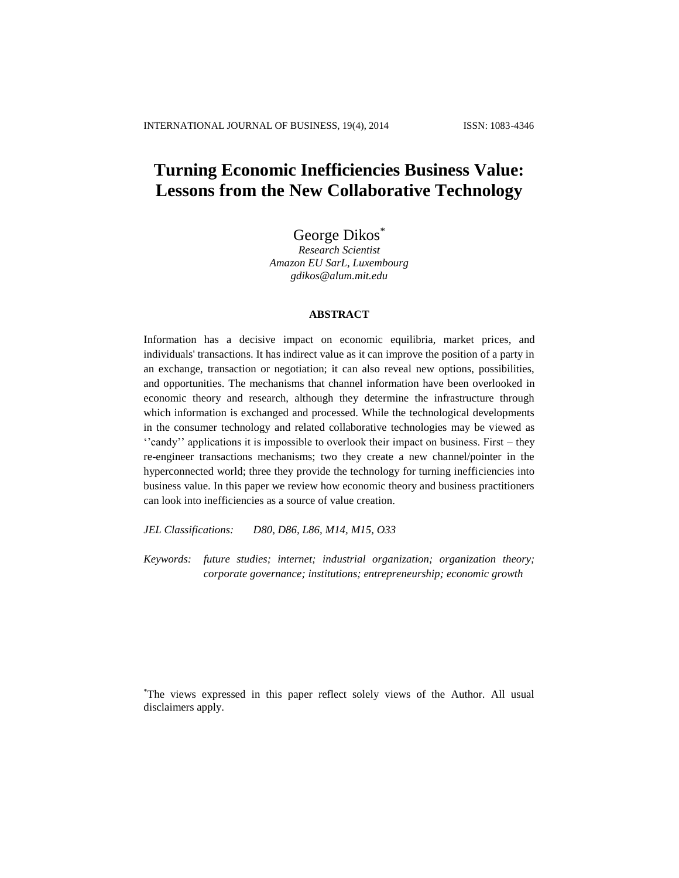# Turning Economic Inefficiencies Business Value: Lessons from the New Collaborative Technology

George Dikos[*]

*Research Scientist*
*Amazon EU SarL, Luxembourg*
*gdikos@alum.mit.edu*

## ABSTRACT

Information has a decisive impact on economic equilibria, market prices, and individuals' transactions. It has indirect value as it can improve the position of a party in an exchange, transaction or negotiation; it can also reveal new options, possibilities, and opportunities. The mechanisms that channel information have been overlooked in economic theory and research, although they determine the infrastructure through which information is exchanged and processed. While the technological developments in the consumer technology and related collaborative technologies may be viewed as ''candy'' applications it is impossible to overlook their impact on business. First – they re-engineer transactions mechanisms; two they create a new channel/pointer in the hyperconnected world; three they provide the technology for turning inefficiencies into business value. In this paper we review how economic theory and business practitioners can look into inefficiencies as a source of value creation.

*JEL Classifications: D80, D86, L86, M14, M15, O33*

*Keywords: future studies; internet; industrial organization; organization theory; corporate governance; institutions; entrepreneurship; economic growth*

[*]The views expressed in this paper reflect solely views of the Author. All usual disclaimers apply.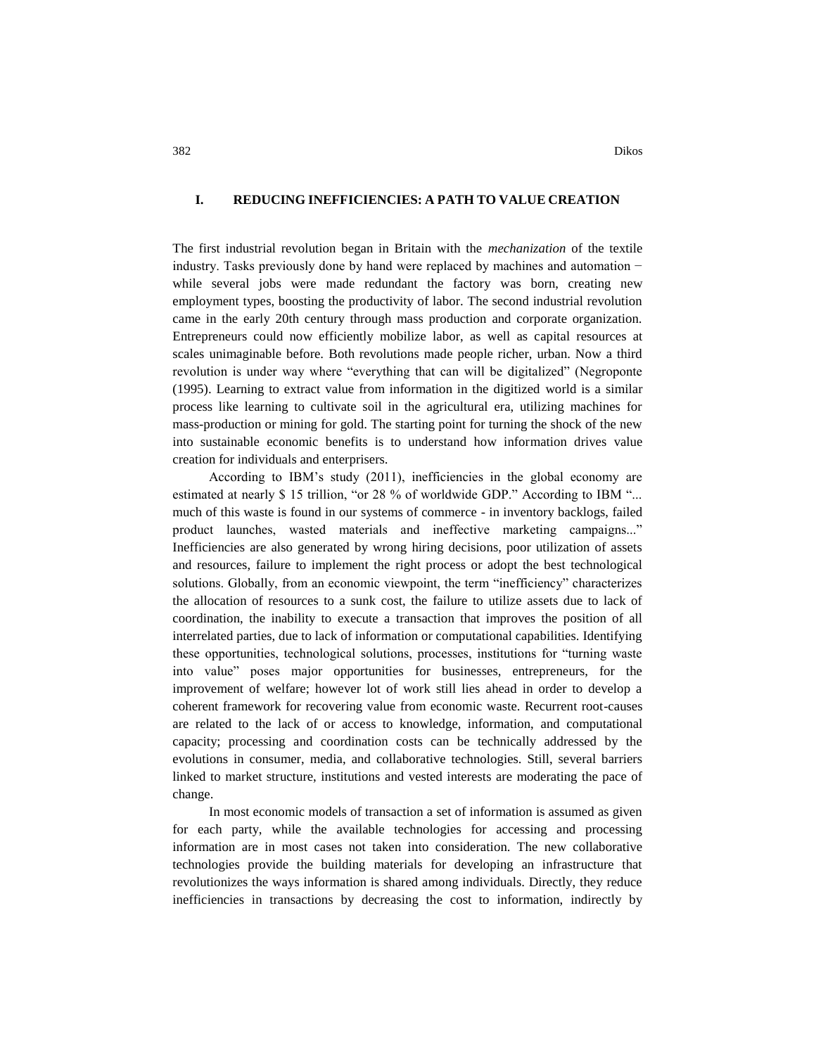## I. REDUCING INEFFICIENCIES: A PATH TO VALUE CREATION

The first industrial revolution began in Britain with the *mechanization* of the textile industry. Tasks previously done by hand were replaced by machines and automation − while several jobs were made redundant the factory was born, creating new employment types, boosting the productivity of labor. The second industrial revolution came in the early 20th century through mass production and corporate organization. Entrepreneurs could now efficiently mobilize labor, as well as capital resources at scales unimaginable before. Both revolutions made people richer, urban. Now a third revolution is under way where "everything that can will be digitalized" (Negroponte (1995). Learning to extract value from information in the digitized world is a similar process like learning to cultivate soil in the agricultural era, utilizing machines for mass-production or mining for gold. The starting point for turning the shock of the new into sustainable economic benefits is to understand how information drives value creation for individuals and enterprisers.

According to IBM's study (2011), inefficiencies in the global economy are estimated at nearly $ 15 trillion, "or 28 % of worldwide GDP." According to IBM "... much of this waste is found in our systems of commerce - in inventory backlogs, failed product launches, wasted materials and ineffective marketing campaigns..." Inefficiencies are also generated by wrong hiring decisions, poor utilization of assets and resources, failure to implement the right process or adopt the best technological solutions. Globally, from an economic viewpoint, the term "inefficiency" characterizes the allocation of resources to a sunk cost, the failure to utilize assets due to lack of coordination, the inability to execute a transaction that improves the position of all interrelated parties, due to lack of information or computational capabilities. Identifying these opportunities, technological solutions, processes, institutions for "turning waste into value" poses major opportunities for businesses, entrepreneurs, for the improvement of welfare; however lot of work still lies ahead in order to develop a coherent framework for recovering value from economic waste. Recurrent root-causes are related to the lack of or access to knowledge, information, and computational capacity; processing and coordination costs can be technically addressed by the evolutions in consumer, media, and collaborative technologies. Still, several barriers linked to market structure, institutions and vested interests are moderating the pace of change.

In most economic models of transaction a set of information is assumed as given for each party, while the available technologies for accessing and processing information are in most cases not taken into consideration. The new collaborative technologies provide the building materials for developing an infrastructure that revolutionizes the ways information is shared among individuals. Directly, they reduce inefficiencies in transactions by decreasing the cost to information, indirectly by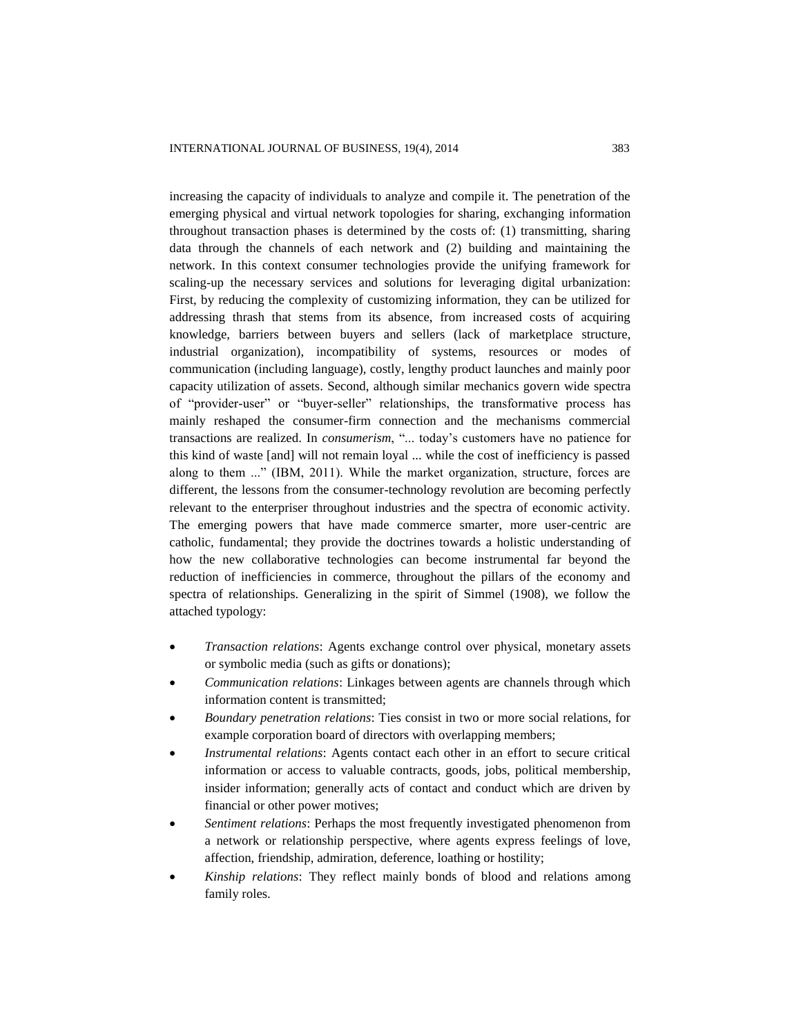increasing the capacity of individuals to analyze and compile it. The penetration of the emerging physical and virtual network topologies for sharing, exchanging information throughout transaction phases is determined by the costs of: (1) transmitting, sharing data through the channels of each network and (2) building and maintaining the network. In this context consumer technologies provide the unifying framework for scaling-up the necessary services and solutions for leveraging digital urbanization: First, by reducing the complexity of customizing information, they can be utilized for addressing thrash that stems from its absence, from increased costs of acquiring knowledge, barriers between buyers and sellers (lack of marketplace structure, industrial organization), incompatibility of systems, resources or modes of communication (including language), costly, lengthy product launches and mainly poor capacity utilization of assets. Second, although similar mechanics govern wide spectra of "provider-user" or "buyer-seller" relationships, the transformative process has mainly reshaped the consumer-firm connection and the mechanisms commercial transactions are realized. In *consumerism*, "... today's customers have no patience for this kind of waste [and] will not remain loyal ... while the cost of inefficiency is passed along to them ..." (IBM, 2011). While the market organization, structure, forces are different, the lessons from the consumer-technology revolution are becoming perfectly relevant to the enterpriser throughout industries and the spectra of economic activity. The emerging powers that have made commerce smarter, more user-centric are catholic, fundamental; they provide the doctrines towards a holistic understanding of how the new collaborative technologies can become instrumental far beyond the reduction of inefficiencies in commerce, throughout the pillars of the economy and spectra of relationships. Generalizing in the spirit of Simmel (1908), we follow the attached typology:

- *Transaction relations*: Agents exchange control over physical, monetary assets or symbolic media (such as gifts or donations);
- *Communication relations*: Linkages between agents are channels through which information content is transmitted;
- *Boundary penetration relations*: Ties consist in two or more social relations, for example corporation board of directors with overlapping members;
- *Instrumental relations*: Agents contact each other in an effort to secure critical information or access to valuable contracts, goods, jobs, political membership, insider information; generally acts of contact and conduct which are driven by financial or other power motives;
- *Sentiment relations*: Perhaps the most frequently investigated phenomenon from a network or relationship perspective, where agents express feelings of love, affection, friendship, admiration, deference, loathing or hostility;
- *Kinship relations*: They reflect mainly bonds of blood and relations among family roles.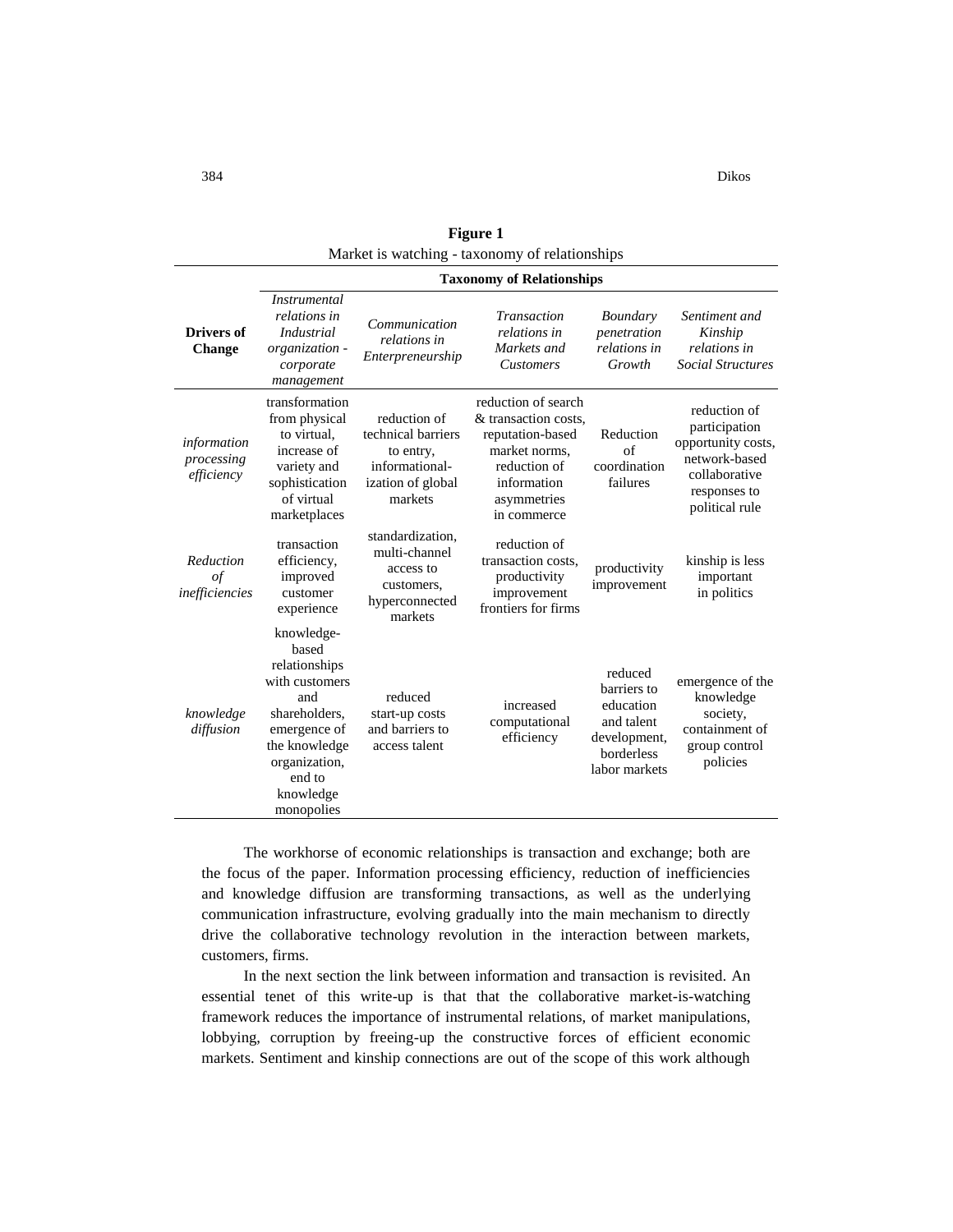**Figure 1**

Market is watching - taxonomy of relationships

| Drivers of Change | Taxonomy of Relationships | | | | |
|---|---|---|---|---|---|
| | *Instrumental relations in Industrial organization - corporate management* | *Communication relations in Enterpreneurship* | *Transaction relations in Markets and Customers* | *Boundary penetration relations in Growth* | *Sentiment and Kinship relations in Social Structures* |
| *information processing efficiency* | transformation from physical to virtual, increase of variety and sophistication of virtual marketplaces | reduction of technical barriers to entry, informational-ization of global markets | reduction of search & transaction costs, reputation-based market norms, reduction of information asymmetries in commerce | Reduction of coordination failures | reduction of participation opportunity costs, network-based collaborative responses to political rule |
| *Reduction of inefficiencies* | transaction efficiency, improved customer experience | standardization, multi-channel access to customers, hyperconnected markets | reduction of transaction costs, productivity improvement frontiers for firms | productivity improvement | kinship is less important in politics |
| *knowledge diffusion* | knowledge-based relationships with customers and shareholders, emergence of the knowledge organization, end to knowledge monopolies | reduced start-up costs and barriers to access talent | increased computational efficiency | reduced barriers to education and talent development, borderless labor markets | emergence of the knowledge society, containment of group control policies |

The workhorse of economic relationships is transaction and exchange; both are the focus of the paper. Information processing efficiency, reduction of inefficiencies and knowledge diffusion are transforming transactions, as well as the underlying communication infrastructure, evolving gradually into the main mechanism to directly drive the collaborative technology revolution in the interaction between markets, customers, firms.

In the next section the link between information and transaction is revisited. An essential tenet of this write-up is that that the collaborative market-is-watching framework reduces the importance of instrumental relations, of market manipulations, lobbying, corruption by freeing-up the constructive forces of efficient economic markets. Sentiment and kinship connections are out of the scope of this work although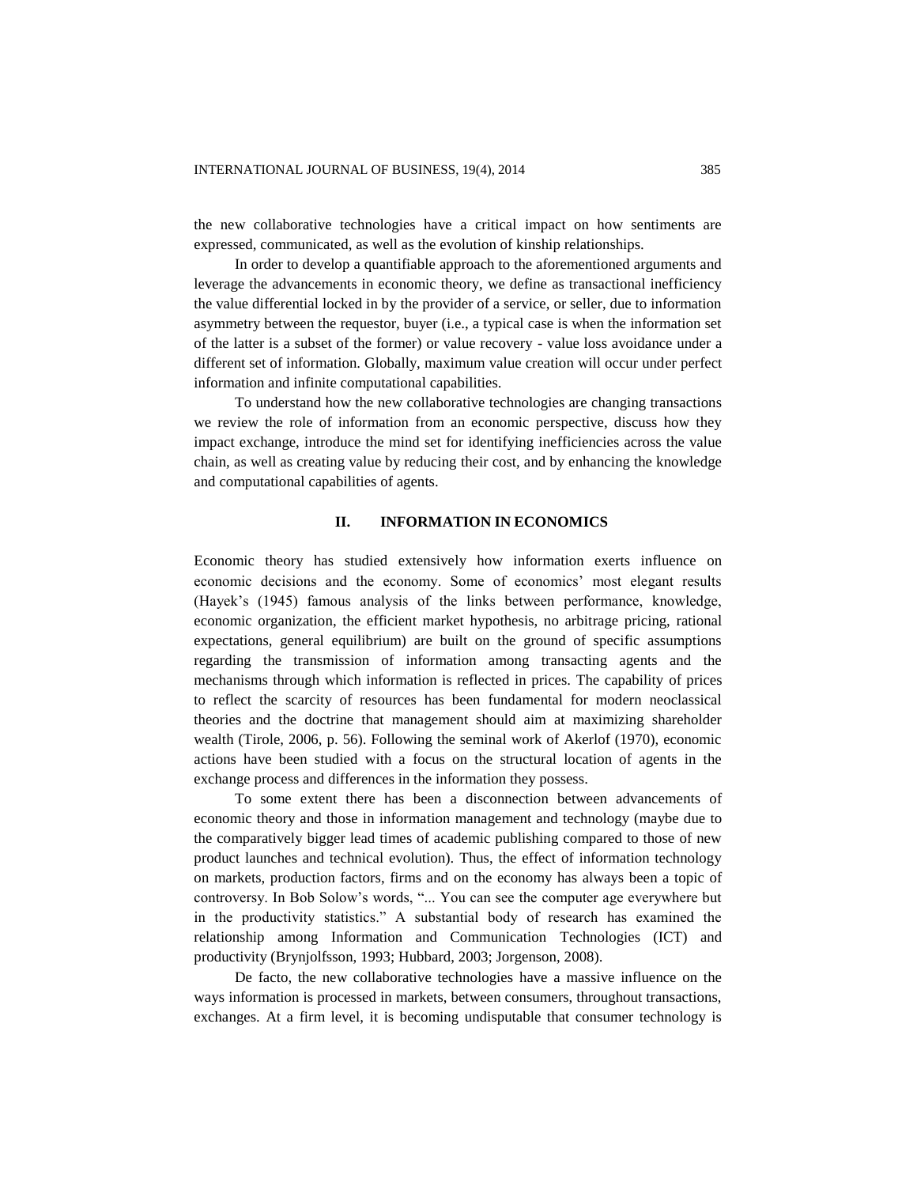the new collaborative technologies have a critical impact on how sentiments are expressed, communicated, as well as the evolution of kinship relationships.

In order to develop a quantifiable approach to the aforementioned arguments and leverage the advancements in economic theory, we define as transactional inefficiency the value differential locked in by the provider of a service, or seller, due to information asymmetry between the requestor, buyer (i.e., a typical case is when the information set of the latter is a subset of the former) or value recovery - value loss avoidance under a different set of information. Globally, maximum value creation will occur under perfect information and infinite computational capabilities.

To understand how the new collaborative technologies are changing transactions we review the role of information from an economic perspective, discuss how they impact exchange, introduce the mind set for identifying inefficiencies across the value chain, as well as creating value by reducing their cost, and by enhancing the knowledge and computational capabilities of agents.

## II. INFORMATION IN ECONOMICS

Economic theory has studied extensively how information exerts influence on economic decisions and the economy. Some of economics' most elegant results (Hayek's (1945) famous analysis of the links between performance, knowledge, economic organization, the efficient market hypothesis, no arbitrage pricing, rational expectations, general equilibrium) are built on the ground of specific assumptions regarding the transmission of information among transacting agents and the mechanisms through which information is reflected in prices. The capability of prices to reflect the scarcity of resources has been fundamental for modern neoclassical theories and the doctrine that management should aim at maximizing shareholder wealth (Tirole, 2006, p. 56). Following the seminal work of Akerlof (1970), economic actions have been studied with a focus on the structural location of agents in the exchange process and differences in the information they possess.

To some extent there has been a disconnection between advancements of economic theory and those in information management and technology (maybe due to the comparatively bigger lead times of academic publishing compared to those of new product launches and technical evolution). Thus, the effect of information technology on markets, production factors, firms and on the economy has always been a topic of controversy. In Bob Solow's words, "... You can see the computer age everywhere but in the productivity statistics." A substantial body of research has examined the relationship among Information and Communication Technologies (ICT) and productivity (Brynjolfsson, 1993; Hubbard, 2003; Jorgenson, 2008).

De facto, the new collaborative technologies have a massive influence on the ways information is processed in markets, between consumers, throughout transactions, exchanges. At a firm level, it is becoming undisputable that consumer technology is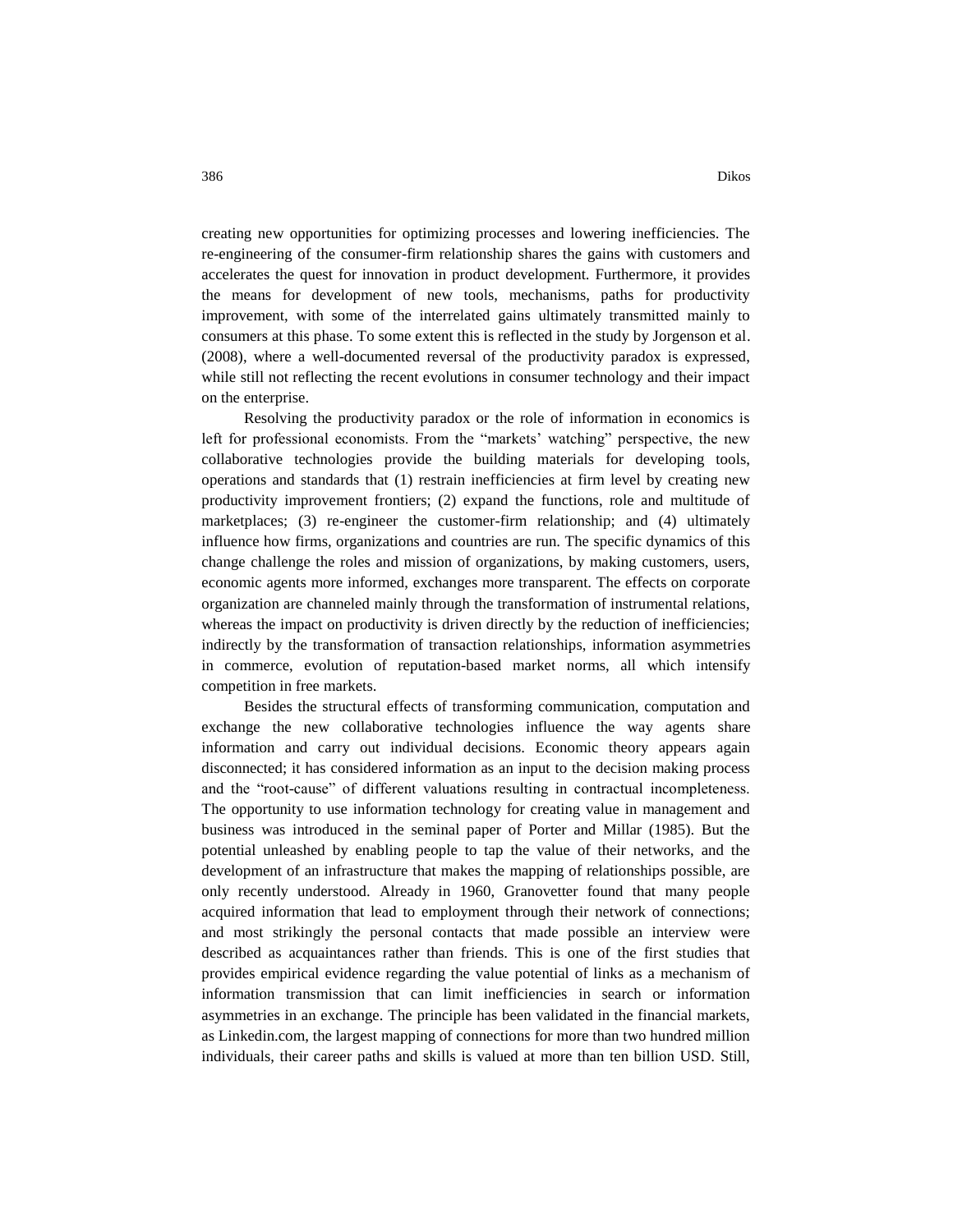creating new opportunities for optimizing processes and lowering inefficiencies. The re-engineering of the consumer-firm relationship shares the gains with customers and accelerates the quest for innovation in product development. Furthermore, it provides the means for development of new tools, mechanisms, paths for productivity improvement, with some of the interrelated gains ultimately transmitted mainly to consumers at this phase. To some extent this is reflected in the study by Jorgenson et al. (2008), where a well-documented reversal of the productivity paradox is expressed, while still not reflecting the recent evolutions in consumer technology and their impact on the enterprise.

Resolving the productivity paradox or the role of information in economics is left for professional economists. From the "markets' watching" perspective, the new collaborative technologies provide the building materials for developing tools, operations and standards that (1) restrain inefficiencies at firm level by creating new productivity improvement frontiers; (2) expand the functions, role and multitude of marketplaces; (3) re-engineer the customer-firm relationship; and (4) ultimately influence how firms, organizations and countries are run. The specific dynamics of this change challenge the roles and mission of organizations, by making customers, users, economic agents more informed, exchanges more transparent. The effects on corporate organization are channeled mainly through the transformation of instrumental relations, whereas the impact on productivity is driven directly by the reduction of inefficiencies; indirectly by the transformation of transaction relationships, information asymmetries in commerce, evolution of reputation-based market norms, all which intensify competition in free markets.

Besides the structural effects of transforming communication, computation and exchange the new collaborative technologies influence the way agents share information and carry out individual decisions. Economic theory appears again disconnected; it has considered information as an input to the decision making process and the "root-cause" of different valuations resulting in contractual incompleteness. The opportunity to use information technology for creating value in management and business was introduced in the seminal paper of Porter and Millar (1985). But the potential unleashed by enabling people to tap the value of their networks, and the development of an infrastructure that makes the mapping of relationships possible, are only recently understood. Already in 1960, Granovetter found that many people acquired information that lead to employment through their network of connections; and most strikingly the personal contacts that made possible an interview were described as acquaintances rather than friends. This is one of the first studies that provides empirical evidence regarding the value potential of links as a mechanism of information transmission that can limit inefficiencies in search or information asymmetries in an exchange. The principle has been validated in the financial markets, as Linkedin.com, the largest mapping of connections for more than two hundred million individuals, their career paths and skills is valued at more than ten billion USD. Still,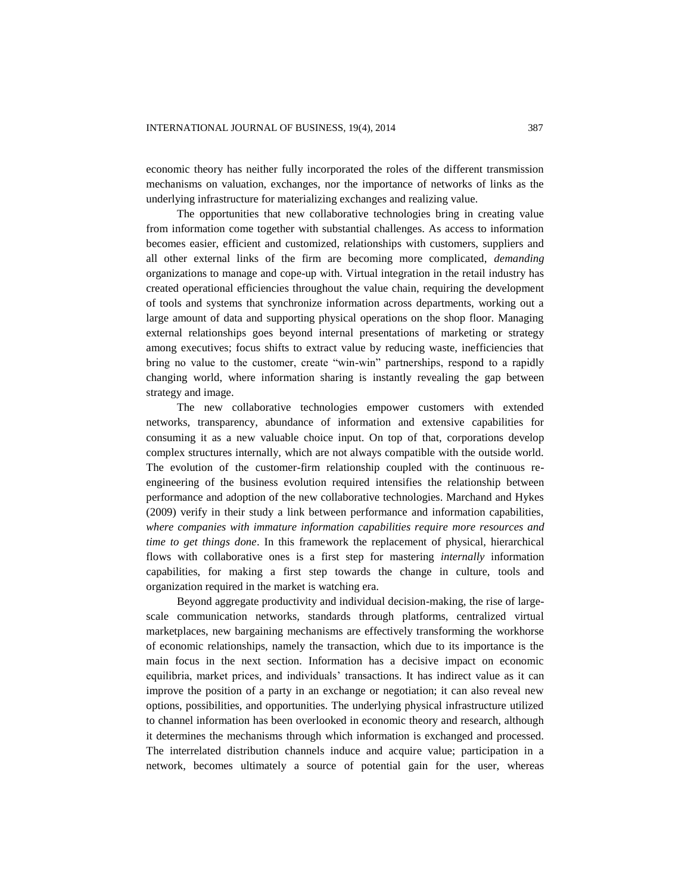economic theory has neither fully incorporated the roles of the different transmission mechanisms on valuation, exchanges, nor the importance of networks of links as the underlying infrastructure for materializing exchanges and realizing value.

The opportunities that new collaborative technologies bring in creating value from information come together with substantial challenges. As access to information becomes easier, efficient and customized, relationships with customers, suppliers and all other external links of the firm are becoming more complicated, *demanding* organizations to manage and cope-up with. Virtual integration in the retail industry has created operational efficiencies throughout the value chain, requiring the development of tools and systems that synchronize information across departments, working out a large amount of data and supporting physical operations on the shop floor. Managing external relationships goes beyond internal presentations of marketing or strategy among executives; focus shifts to extract value by reducing waste, inefficiencies that bring no value to the customer, create "win-win" partnerships, respond to a rapidly changing world, where information sharing is instantly revealing the gap between strategy and image.

The new collaborative technologies empower customers with extended networks, transparency, abundance of information and extensive capabilities for consuming it as a new valuable choice input. On top of that, corporations develop complex structures internally, which are not always compatible with the outside world. The evolution of the customer-firm relationship coupled with the continuous re-engineering of the business evolution required intensifies the relationship between performance and adoption of the new collaborative technologies. Marchand and Hykes (2009) verify in their study a link between performance and information capabilities, *where companies with immature information capabilities require more resources and time to get things done*. In this framework the replacement of physical, hierarchical flows with collaborative ones is a first step for mastering *internally* information capabilities, for making a first step towards the change in culture, tools and organization required in the market is watching era.

Beyond aggregate productivity and individual decision-making, the rise of large-scale communication networks, standards through platforms, centralized virtual marketplaces, new bargaining mechanisms are effectively transforming the workhorse of economic relationships, namely the transaction, which due to its importance is the main focus in the next section. Information has a decisive impact on economic equilibria, market prices, and individuals' transactions. It has indirect value as it can improve the position of a party in an exchange or negotiation; it can also reveal new options, possibilities, and opportunities. The underlying physical infrastructure utilized to channel information has been overlooked in economic theory and research, although it determines the mechanisms through which information is exchanged and processed. The interrelated distribution channels induce and acquire value; participation in a network, becomes ultimately a source of potential gain for the user, whereas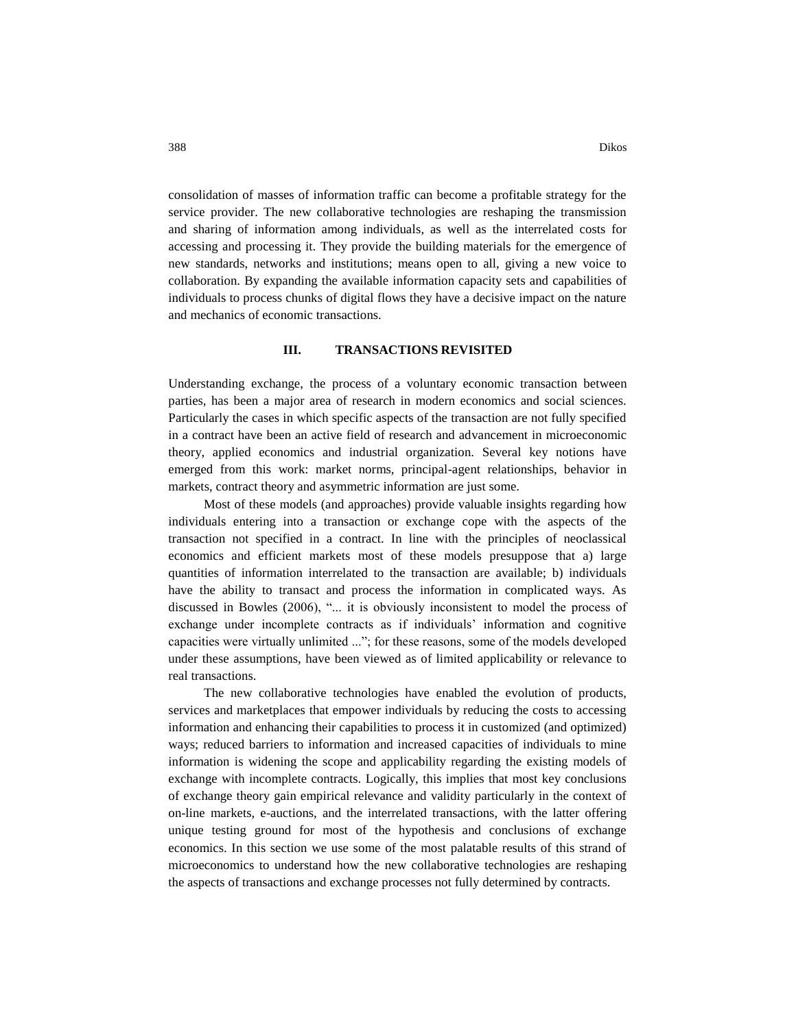consolidation of masses of information traffic can become a profitable strategy for the service provider. The new collaborative technologies are reshaping the transmission and sharing of information among individuals, as well as the interrelated costs for accessing and processing it. They provide the building materials for the emergence of new standards, networks and institutions; means open to all, giving a new voice to collaboration. By expanding the available information capacity sets and capabilities of individuals to process chunks of digital flows they have a decisive impact on the nature and mechanics of economic transactions.

## III. TRANSACTIONS REVISITED

Understanding exchange, the process of a voluntary economic transaction between parties, has been a major area of research in modern economics and social sciences. Particularly the cases in which specific aspects of the transaction are not fully specified in a contract have been an active field of research and advancement in microeconomic theory, applied economics and industrial organization. Several key notions have emerged from this work: market norms, principal-agent relationships, behavior in markets, contract theory and asymmetric information are just some.

Most of these models (and approaches) provide valuable insights regarding how individuals entering into a transaction or exchange cope with the aspects of the transaction not specified in a contract. In line with the principles of neoclassical economics and efficient markets most of these models presuppose that a) large quantities of information interrelated to the transaction are available; b) individuals have the ability to transact and process the information in complicated ways. As discussed in Bowles (2006), "... it is obviously inconsistent to model the process of exchange under incomplete contracts as if individuals' information and cognitive capacities were virtually unlimited ..."; for these reasons, some of the models developed under these assumptions, have been viewed as of limited applicability or relevance to real transactions.

The new collaborative technologies have enabled the evolution of products, services and marketplaces that empower individuals by reducing the costs to accessing information and enhancing their capabilities to process it in customized (and optimized) ways; reduced barriers to information and increased capacities of individuals to mine information is widening the scope and applicability regarding the existing models of exchange with incomplete contracts. Logically, this implies that most key conclusions of exchange theory gain empirical relevance and validity particularly in the context of on-line markets, e-auctions, and the interrelated transactions, with the latter offering unique testing ground for most of the hypothesis and conclusions of exchange economics. In this section we use some of the most palatable results of this strand of microeconomics to understand how the new collaborative technologies are reshaping the aspects of transactions and exchange processes not fully determined by contracts.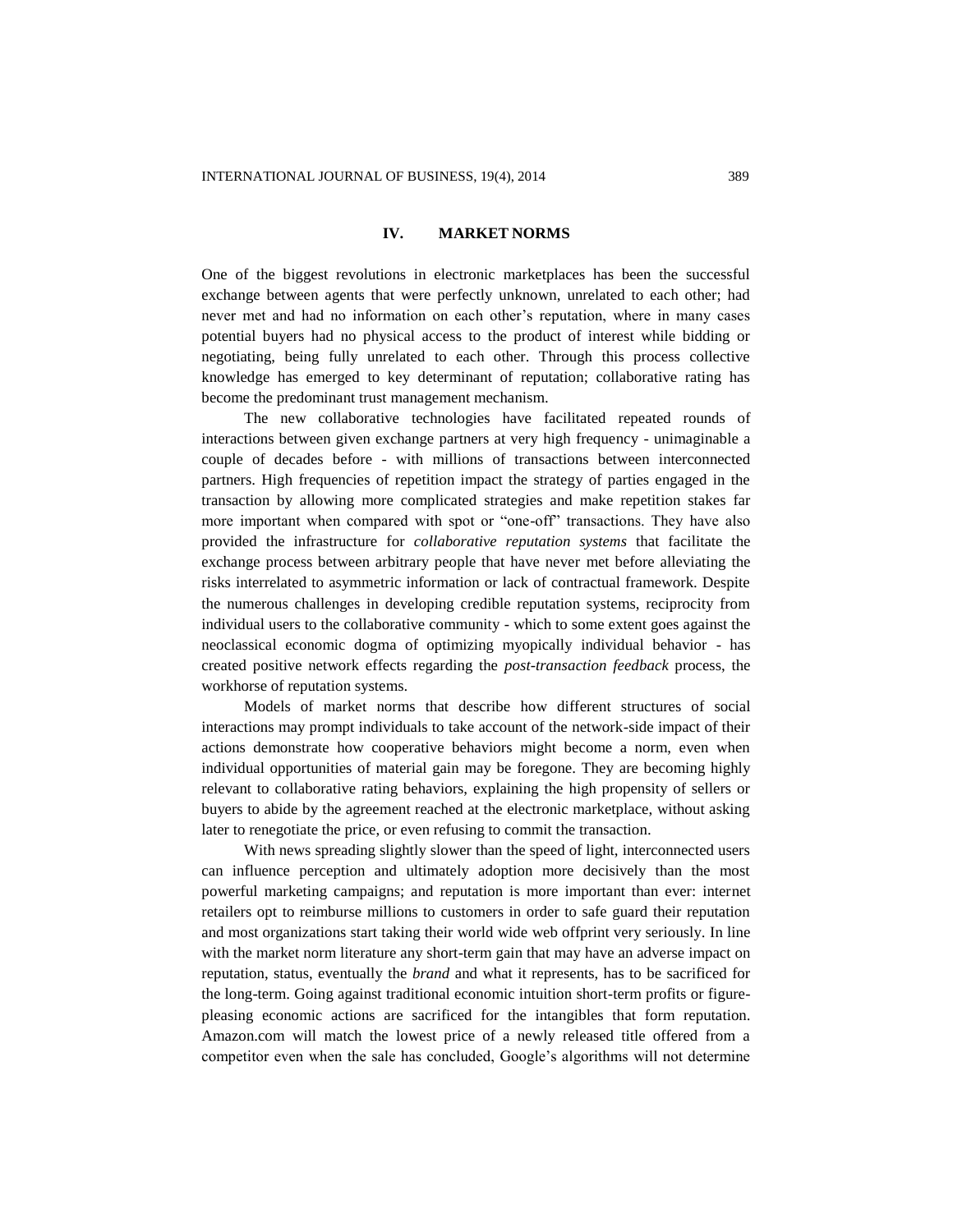## IV. MARKET NORMS

One of the biggest revolutions in electronic marketplaces has been the successful exchange between agents that were perfectly unknown, unrelated to each other; had never met and had no information on each other's reputation, where in many cases potential buyers had no physical access to the product of interest while bidding or negotiating, being fully unrelated to each other. Through this process collective knowledge has emerged to key determinant of reputation; collaborative rating has become the predominant trust management mechanism.

The new collaborative technologies have facilitated repeated rounds of interactions between given exchange partners at very high frequency - unimaginable a couple of decades before - with millions of transactions between interconnected partners. High frequencies of repetition impact the strategy of parties engaged in the transaction by allowing more complicated strategies and make repetition stakes far more important when compared with spot or "one-off" transactions. They have also provided the infrastructure for *collaborative reputation systems* that facilitate the exchange process between arbitrary people that have never met before alleviating the risks interrelated to asymmetric information or lack of contractual framework. Despite the numerous challenges in developing credible reputation systems, reciprocity from individual users to the collaborative community - which to some extent goes against the neoclassical economic dogma of optimizing myopically individual behavior - has created positive network effects regarding the *post-transaction feedback* process, the workhorse of reputation systems.

Models of market norms that describe how different structures of social interactions may prompt individuals to take account of the network-side impact of their actions demonstrate how cooperative behaviors might become a norm, even when individual opportunities of material gain may be foregone. They are becoming highly relevant to collaborative rating behaviors, explaining the high propensity of sellers or buyers to abide by the agreement reached at the electronic marketplace, without asking later to renegotiate the price, or even refusing to commit the transaction.

With news spreading slightly slower than the speed of light, interconnected users can influence perception and ultimately adoption more decisively than the most powerful marketing campaigns; and reputation is more important than ever: internet retailers opt to reimburse millions to customers in order to safe guard their reputation and most organizations start taking their world wide web offprint very seriously. In line with the market norm literature any short-term gain that may have an adverse impact on reputation, status, eventually the *brand* and what it represents, has to be sacrificed for the long-term. Going against traditional economic intuition short-term profits or figure-pleasing economic actions are sacrificed for the intangibles that form reputation. Amazon.com will match the lowest price of a newly released title offered from a competitor even when the sale has concluded, Google's algorithms will not determine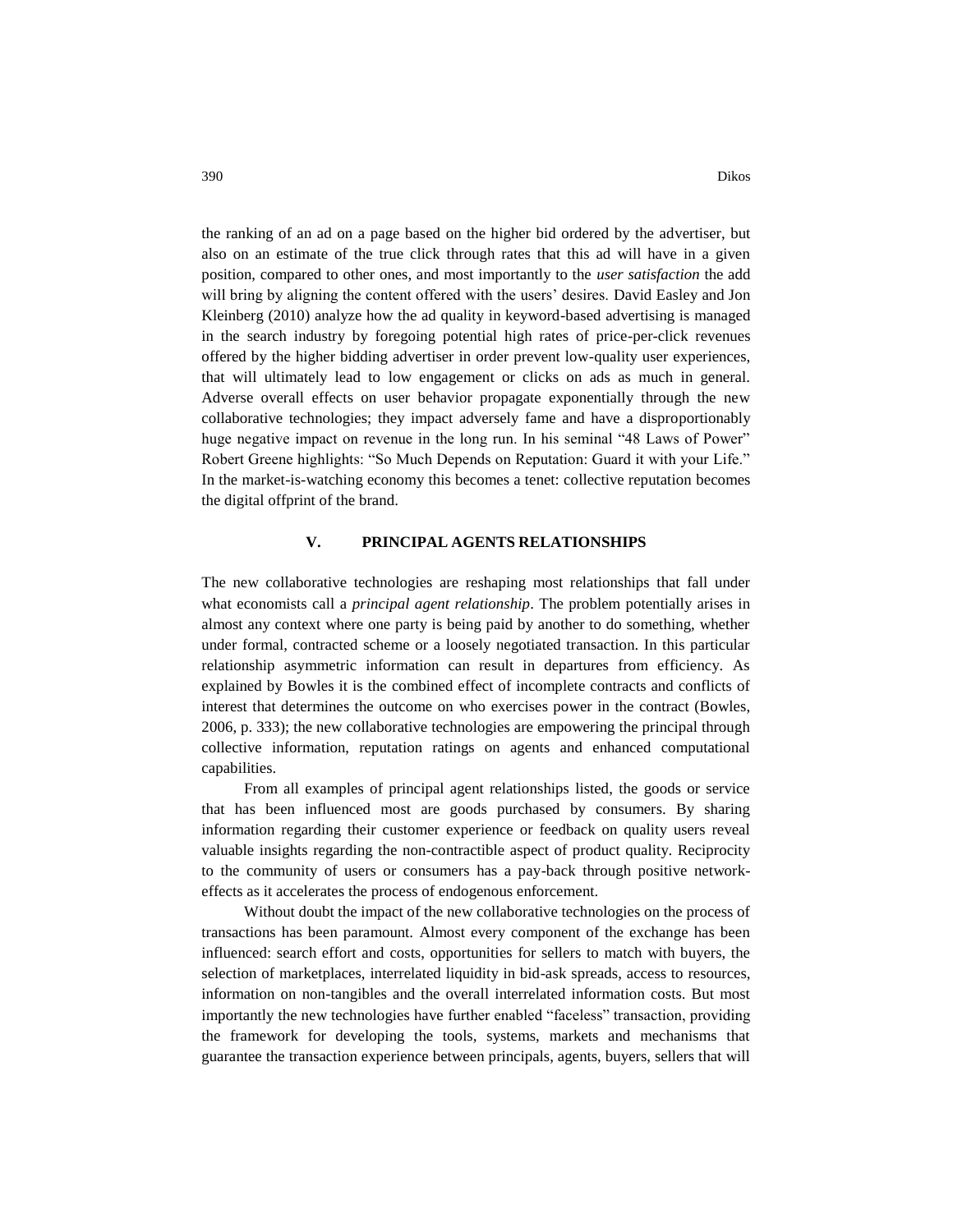the ranking of an ad on a page based on the higher bid ordered by the advertiser, but also on an estimate of the true click through rates that this ad will have in a given position, compared to other ones, and most importantly to the *user satisfaction* the add will bring by aligning the content offered with the users' desires. David Easley and Jon Kleinberg (2010) analyze how the ad quality in keyword-based advertising is managed in the search industry by foregoing potential high rates of price-per-click revenues offered by the higher bidding advertiser in order prevent low-quality user experiences, that will ultimately lead to low engagement or clicks on ads as much in general. Adverse overall effects on user behavior propagate exponentially through the new collaborative technologies; they impact adversely fame and have a disproportionably huge negative impact on revenue in the long run. In his seminal "48 Laws of Power" Robert Greene highlights: "So Much Depends on Reputation: Guard it with your Life." In the market-is-watching economy this becomes a tenet: collective reputation becomes the digital offprint of the brand.

## V. PRINCIPAL AGENTS RELATIONSHIPS

The new collaborative technologies are reshaping most relationships that fall under what economists call a *principal agent relationship*. The problem potentially arises in almost any context where one party is being paid by another to do something, whether under formal, contracted scheme or a loosely negotiated transaction. In this particular relationship asymmetric information can result in departures from efficiency. As explained by Bowles it is the combined effect of incomplete contracts and conflicts of interest that determines the outcome on who exercises power in the contract (Bowles, 2006, p. 333); the new collaborative technologies are empowering the principal through collective information, reputation ratings on agents and enhanced computational capabilities.

From all examples of principal agent relationships listed, the goods or service that has been influenced most are goods purchased by consumers. By sharing information regarding their customer experience or feedback on quality users reveal valuable insights regarding the non-contractible aspect of product quality. Reciprocity to the community of users or consumers has a pay-back through positive network-effects as it accelerates the process of endogenous enforcement.

Without doubt the impact of the new collaborative technologies on the process of transactions has been paramount. Almost every component of the exchange has been influenced: search effort and costs, opportunities for sellers to match with buyers, the selection of marketplaces, interrelated liquidity in bid-ask spreads, access to resources, information on non-tangibles and the overall interrelated information costs. But most importantly the new technologies have further enabled "faceless" transaction, providing the framework for developing the tools, systems, markets and mechanisms that guarantee the transaction experience between principals, agents, buyers, sellers that will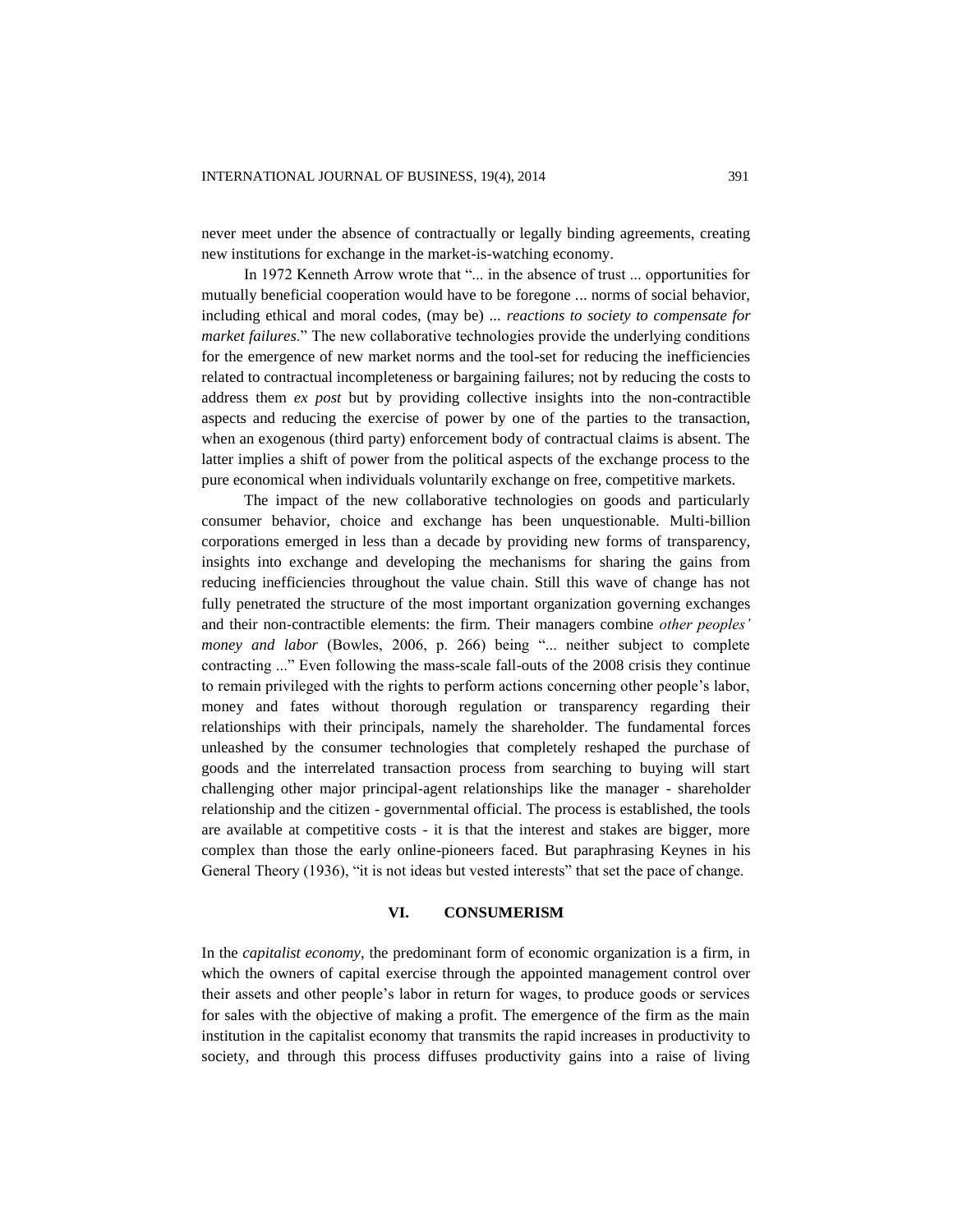never meet under the absence of contractually or legally binding agreements, creating new institutions for exchange in the market-is-watching economy.

In 1972 Kenneth Arrow wrote that "... in the absence of trust ... opportunities for mutually beneficial cooperation would have to be foregone ... norms of social behavior, including ethical and moral codes, (may be) ... *reactions to society to compensate for market failures*." The new collaborative technologies provide the underlying conditions for the emergence of new market norms and the tool-set for reducing the inefficiencies related to contractual incompleteness or bargaining failures; not by reducing the costs to address them *ex post* but by providing collective insights into the non-contractible aspects and reducing the exercise of power by one of the parties to the transaction, when an exogenous (third party) enforcement body of contractual claims is absent. The latter implies a shift of power from the political aspects of the exchange process to the pure economical when individuals voluntarily exchange on free, competitive markets.

The impact of the new collaborative technologies on goods and particularly consumer behavior, choice and exchange has been unquestionable. Multi-billion corporations emerged in less than a decade by providing new forms of transparency, insights into exchange and developing the mechanisms for sharing the gains from reducing inefficiencies throughout the value chain. Still this wave of change has not fully penetrated the structure of the most important organization governing exchanges and their non-contractible elements: the firm. Their managers combine *other peoples' money and labor* (Bowles, 2006, p. 266) being "... neither subject to complete contracting ..." Even following the mass-scale fall-outs of the 2008 crisis they continue to remain privileged with the rights to perform actions concerning other people's labor, money and fates without thorough regulation or transparency regarding their relationships with their principals, namely the shareholder. The fundamental forces unleashed by the consumer technologies that completely reshaped the purchase of goods and the interrelated transaction process from searching to buying will start challenging other major principal-agent relationships like the manager - shareholder relationship and the citizen - governmental official. The process is established, the tools are available at competitive costs - it is that the interest and stakes are bigger, more complex than those the early online-pioneers faced. But paraphrasing Keynes in his General Theory (1936), "it is not ideas but vested interests" that set the pace of change.

## VI. CONSUMERISM

In the *capitalist economy*, the predominant form of economic organization is a firm, in which the owners of capital exercise through the appointed management control over their assets and other people's labor in return for wages, to produce goods or services for sales with the objective of making a profit. The emergence of the firm as the main institution in the capitalist economy that transmits the rapid increases in productivity to society, and through this process diffuses productivity gains into a raise of living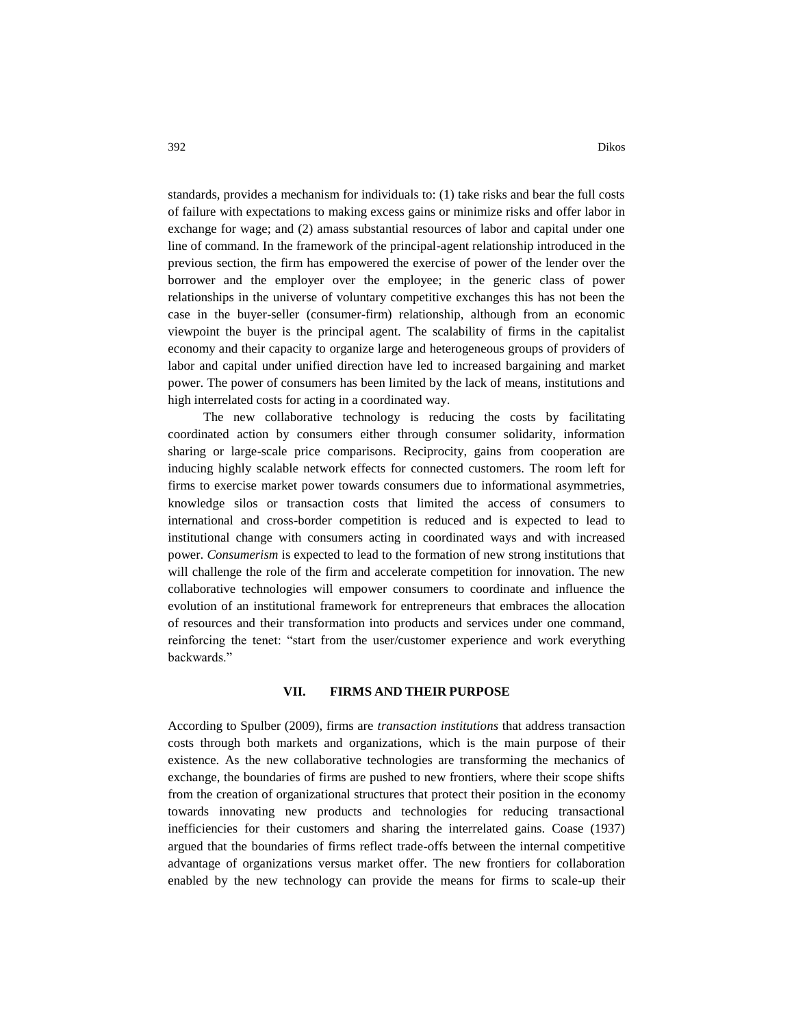standards, provides a mechanism for individuals to: (1) take risks and bear the full costs of failure with expectations to making excess gains or minimize risks and offer labor in exchange for wage; and (2) amass substantial resources of labor and capital under one line of command. In the framework of the principal-agent relationship introduced in the previous section, the firm has empowered the exercise of power of the lender over the borrower and the employer over the employee; in the generic class of power relationships in the universe of voluntary competitive exchanges this has not been the case in the buyer-seller (consumer-firm) relationship, although from an economic viewpoint the buyer is the principal agent. The scalability of firms in the capitalist economy and their capacity to organize large and heterogeneous groups of providers of labor and capital under unified direction have led to increased bargaining and market power. The power of consumers has been limited by the lack of means, institutions and high interrelated costs for acting in a coordinated way.

The new collaborative technology is reducing the costs by facilitating coordinated action by consumers either through consumer solidarity, information sharing or large-scale price comparisons. Reciprocity, gains from cooperation are inducing highly scalable network effects for connected customers. The room left for firms to exercise market power towards consumers due to informational asymmetries, knowledge silos or transaction costs that limited the access of consumers to international and cross-border competition is reduced and is expected to lead to institutional change with consumers acting in coordinated ways and with increased power. *Consumerism* is expected to lead to the formation of new strong institutions that will challenge the role of the firm and accelerate competition for innovation. The new collaborative technologies will empower consumers to coordinate and influence the evolution of an institutional framework for entrepreneurs that embraces the allocation of resources and their transformation into products and services under one command, reinforcing the tenet: "start from the user/customer experience and work everything backwards."

## VII. FIRMS AND THEIR PURPOSE

According to Spulber (2009), firms are *transaction institutions* that address transaction costs through both markets and organizations, which is the main purpose of their existence. As the new collaborative technologies are transforming the mechanics of exchange, the boundaries of firms are pushed to new frontiers, where their scope shifts from the creation of organizational structures that protect their position in the economy towards innovating new products and technologies for reducing transactional inefficiencies for their customers and sharing the interrelated gains. Coase (1937) argued that the boundaries of firms reflect trade-offs between the internal competitive advantage of organizations versus market offer. The new frontiers for collaboration enabled by the new technology can provide the means for firms to scale-up their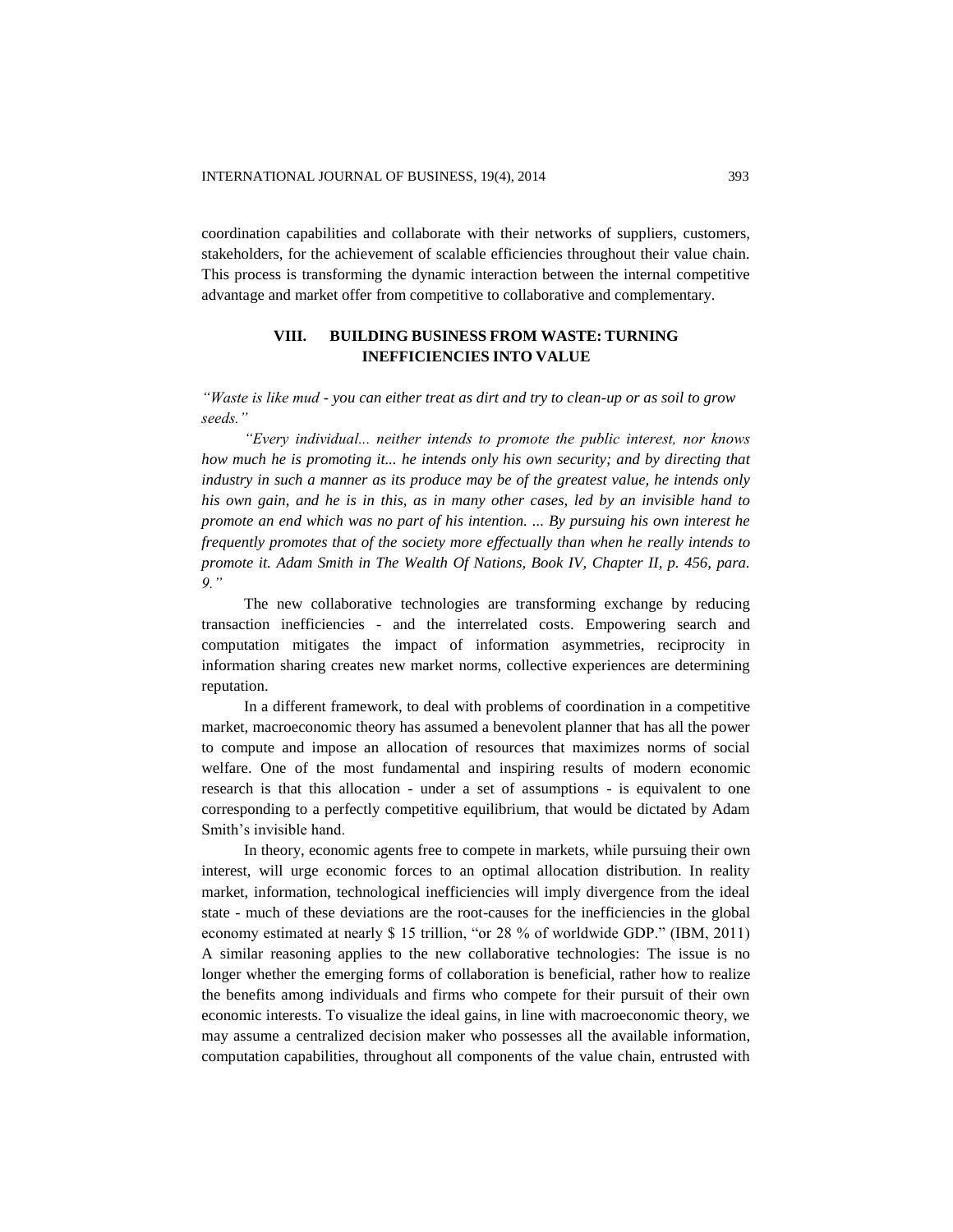coordination capabilities and collaborate with their networks of suppliers, customers, stakeholders, for the achievement of scalable efficiencies throughout their value chain. This process is transforming the dynamic interaction between the internal competitive advantage and market offer from competitive to collaborative and complementary.

## VIII. BUILDING BUSINESS FROM WASTE: TURNING INEFFICIENCIES INTO VALUE

*"Waste is like mud - you can either treat as dirt and try to clean-up or as soil to grow seeds."*

*"Every individual... neither intends to promote the public interest, nor knows how much he is promoting it... he intends only his own security; and by directing that industry in such a manner as its produce may be of the greatest value, he intends only his own gain, and he is in this, as in many other cases, led by an invisible hand to promote an end which was no part of his intention. ... By pursuing his own interest he frequently promotes that of the society more effectually than when he really intends to promote it. Adam Smith in The Wealth Of Nations, Book IV, Chapter II, p. 456, para. 9."*

The new collaborative technologies are transforming exchange by reducing transaction inefficiencies - and the interrelated costs. Empowering search and computation mitigates the impact of information asymmetries, reciprocity in information sharing creates new market norms, collective experiences are determining reputation.

In a different framework, to deal with problems of coordination in a competitive market, macroeconomic theory has assumed a benevolent planner that has all the power to compute and impose an allocation of resources that maximizes norms of social welfare. One of the most fundamental and inspiring results of modern economic research is that this allocation - under a set of assumptions - is equivalent to one corresponding to a perfectly competitive equilibrium, that would be dictated by Adam Smith's invisible hand.

In theory, economic agents free to compete in markets, while pursuing their own interest, will urge economic forces to an optimal allocation distribution. In reality market, information, technological inefficiencies will imply divergence from the ideal state - much of these deviations are the root-causes for the inefficiencies in the global economy estimated at nearly $ 15 trillion, "or 28 % of worldwide GDP." (IBM, 2011) A similar reasoning applies to the new collaborative technologies: The issue is no longer whether the emerging forms of collaboration is beneficial, rather how to realize the benefits among individuals and firms who compete for their pursuit of their own economic interests. To visualize the ideal gains, in line with macroeconomic theory, we may assume a centralized decision maker who possesses all the available information, computation capabilities, throughout all components of the value chain, entrusted with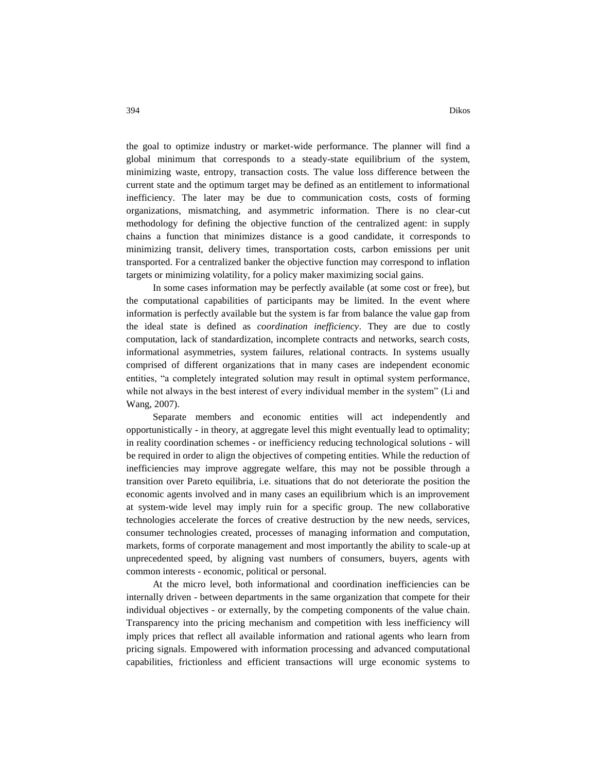the goal to optimize industry or market-wide performance. The planner will find a global minimum that corresponds to a steady-state equilibrium of the system, minimizing waste, entropy, transaction costs. The value loss difference between the current state and the optimum target may be defined as an entitlement to informational inefficiency. The later may be due to communication costs, costs of forming organizations, mismatching, and asymmetric information. There is no clear-cut methodology for defining the objective function of the centralized agent: in supply chains a function that minimizes distance is a good candidate, it corresponds to minimizing transit, delivery times, transportation costs, carbon emissions per unit transported. For a centralized banker the objective function may correspond to inflation targets or minimizing volatility, for a policy maker maximizing social gains.

In some cases information may be perfectly available (at some cost or free), but the computational capabilities of participants may be limited. In the event where information is perfectly available but the system is far from balance the value gap from the ideal state is defined as *coordination inefficiency*. They are due to costly computation, lack of standardization, incomplete contracts and networks, search costs, informational asymmetries, system failures, relational contracts. In systems usually comprised of different organizations that in many cases are independent economic entities, "a completely integrated solution may result in optimal system performance, while not always in the best interest of every individual member in the system" (Li and Wang, 2007).

Separate members and economic entities will act independently and opportunistically - in theory, at aggregate level this might eventually lead to optimality; in reality coordination schemes - or inefficiency reducing technological solutions - will be required in order to align the objectives of competing entities. While the reduction of inefficiencies may improve aggregate welfare, this may not be possible through a transition over Pareto equilibria, i.e. situations that do not deteriorate the position the economic agents involved and in many cases an equilibrium which is an improvement at system-wide level may imply ruin for a specific group. The new collaborative technologies accelerate the forces of creative destruction by the new needs, services, consumer technologies created, processes of managing information and computation, markets, forms of corporate management and most importantly the ability to scale-up at unprecedented speed, by aligning vast numbers of consumers, buyers, agents with common interests - economic, political or personal.

At the micro level, both informational and coordination inefficiencies can be internally driven - between departments in the same organization that compete for their individual objectives - or externally, by the competing components of the value chain. Transparency into the pricing mechanism and competition with less inefficiency will imply prices that reflect all available information and rational agents who learn from pricing signals. Empowered with information processing and advanced computational capabilities, frictionless and efficient transactions will urge economic systems to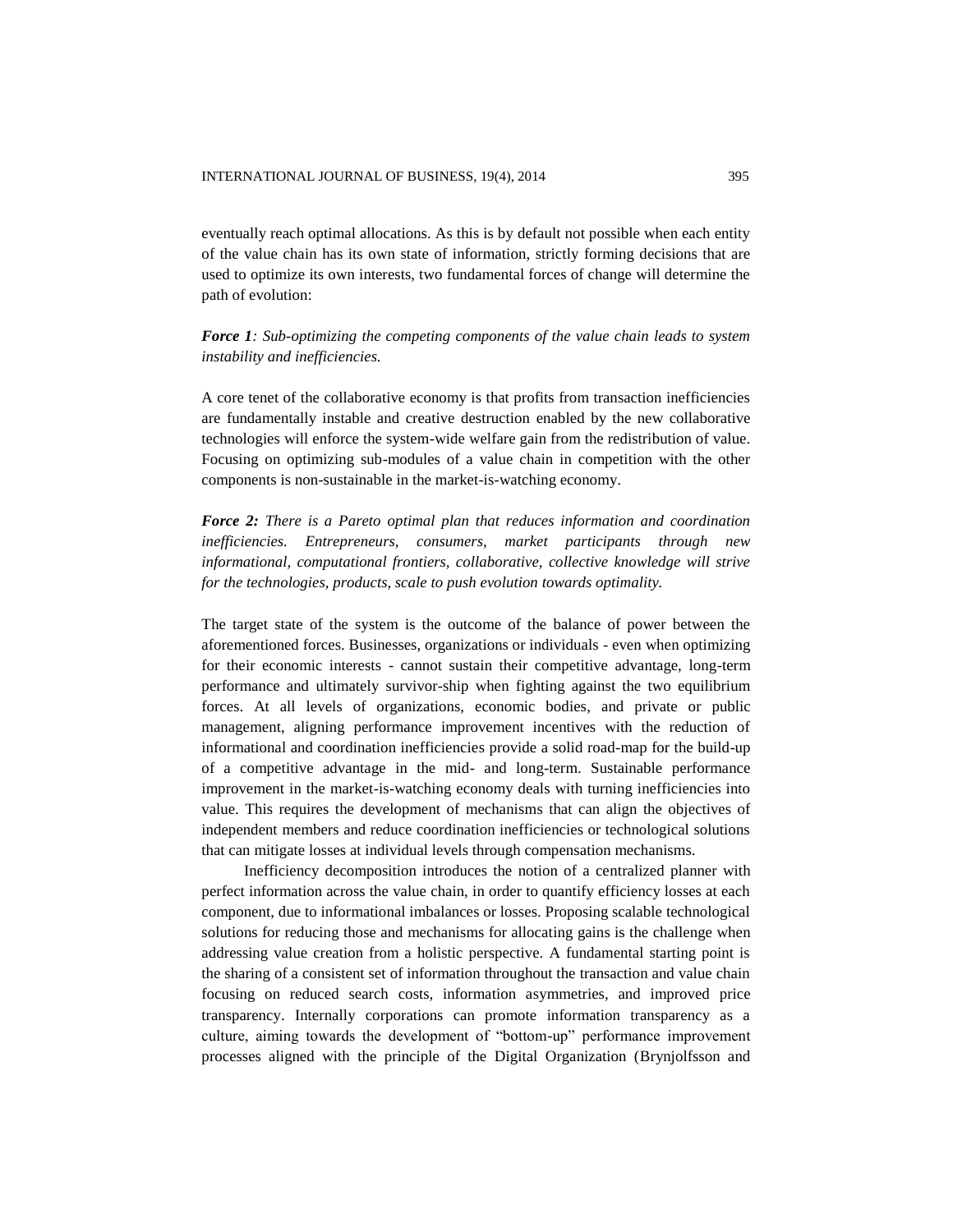eventually reach optimal allocations. As this is by default not possible when each entity of the value chain has its own state of information, strictly forming decisions that are used to optimize its own interests, two fundamental forces of change will determine the path of evolution:

***Force 1**: Sub-optimizing the competing components of the value chain leads to system instability and inefficiencies.*

A core tenet of the collaborative economy is that profits from transaction inefficiencies are fundamentally instable and creative destruction enabled by the new collaborative technologies will enforce the system-wide welfare gain from the redistribution of value. Focusing on optimizing sub-modules of a value chain in competition with the other components is non-sustainable in the market-is-watching economy.

***Force 2:** There is a Pareto optimal plan that reduces information and coordination inefficiencies. Entrepreneurs, consumers, market participants through new informational, computational frontiers, collaborative, collective knowledge will strive for the technologies, products, scale to push evolution towards optimality.*

The target state of the system is the outcome of the balance of power between the aforementioned forces. Businesses, organizations or individuals - even when optimizing for their economic interests - cannot sustain their competitive advantage, long-term performance and ultimately survivor-ship when fighting against the two equilibrium forces. At all levels of organizations, economic bodies, and private or public management, aligning performance improvement incentives with the reduction of informational and coordination inefficiencies provide a solid road-map for the build-up of a competitive advantage in the mid- and long-term. Sustainable performance improvement in the market-is-watching economy deals with turning inefficiencies into value. This requires the development of mechanisms that can align the objectives of independent members and reduce coordination inefficiencies or technological solutions that can mitigate losses at individual levels through compensation mechanisms.

Inefficiency decomposition introduces the notion of a centralized planner with perfect information across the value chain, in order to quantify efficiency losses at each component, due to informational imbalances or losses. Proposing scalable technological solutions for reducing those and mechanisms for allocating gains is the challenge when addressing value creation from a holistic perspective. A fundamental starting point is the sharing of a consistent set of information throughout the transaction and value chain focusing on reduced search costs, information asymmetries, and improved price transparency. Internally corporations can promote information transparency as a culture, aiming towards the development of "bottom-up" performance improvement processes aligned with the principle of the Digital Organization (Brynjolfsson and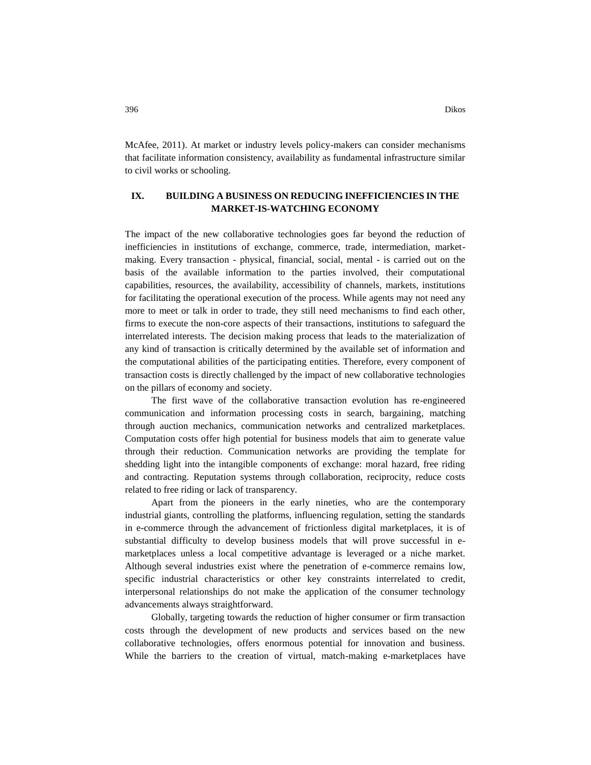McAfee, 2011). At market or industry levels policy-makers can consider mechanisms that facilitate information consistency, availability as fundamental infrastructure similar to civil works or schooling.

## IX. BUILDING A BUSINESS ON REDUCING INEFFICIENCIES IN THE MARKET-IS-WATCHING ECONOMY

The impact of the new collaborative technologies goes far beyond the reduction of inefficiencies in institutions of exchange, commerce, trade, intermediation, market-making. Every transaction - physical, financial, social, mental - is carried out on the basis of the available information to the parties involved, their computational capabilities, resources, the availability, accessibility of channels, markets, institutions for facilitating the operational execution of the process. While agents may not need any more to meet or talk in order to trade, they still need mechanisms to find each other, firms to execute the non-core aspects of their transactions, institutions to safeguard the interrelated interests. The decision making process that leads to the materialization of any kind of transaction is critically determined by the available set of information and the computational abilities of the participating entities. Therefore, every component of transaction costs is directly challenged by the impact of new collaborative technologies on the pillars of economy and society.

The first wave of the collaborative transaction evolution has re-engineered communication and information processing costs in search, bargaining, matching through auction mechanics, communication networks and centralized marketplaces. Computation costs offer high potential for business models that aim to generate value through their reduction. Communication networks are providing the template for shedding light into the intangible components of exchange: moral hazard, free riding and contracting. Reputation systems through collaboration, reciprocity, reduce costs related to free riding or lack of transparency.

Apart from the pioneers in the early nineties, who are the contemporary industrial giants, controlling the platforms, influencing regulation, setting the standards in e-commerce through the advancement of frictionless digital marketplaces, it is of substantial difficulty to develop business models that will prove successful in e-marketplaces unless a local competitive advantage is leveraged or a niche market. Although several industries exist where the penetration of e-commerce remains low, specific industrial characteristics or other key constraints interrelated to credit, interpersonal relationships do not make the application of the consumer technology advancements always straightforward.

Globally, targeting towards the reduction of higher consumer or firm transaction costs through the development of new products and services based on the new collaborative technologies, offers enormous potential for innovation and business. While the barriers to the creation of virtual, match-making e-marketplaces have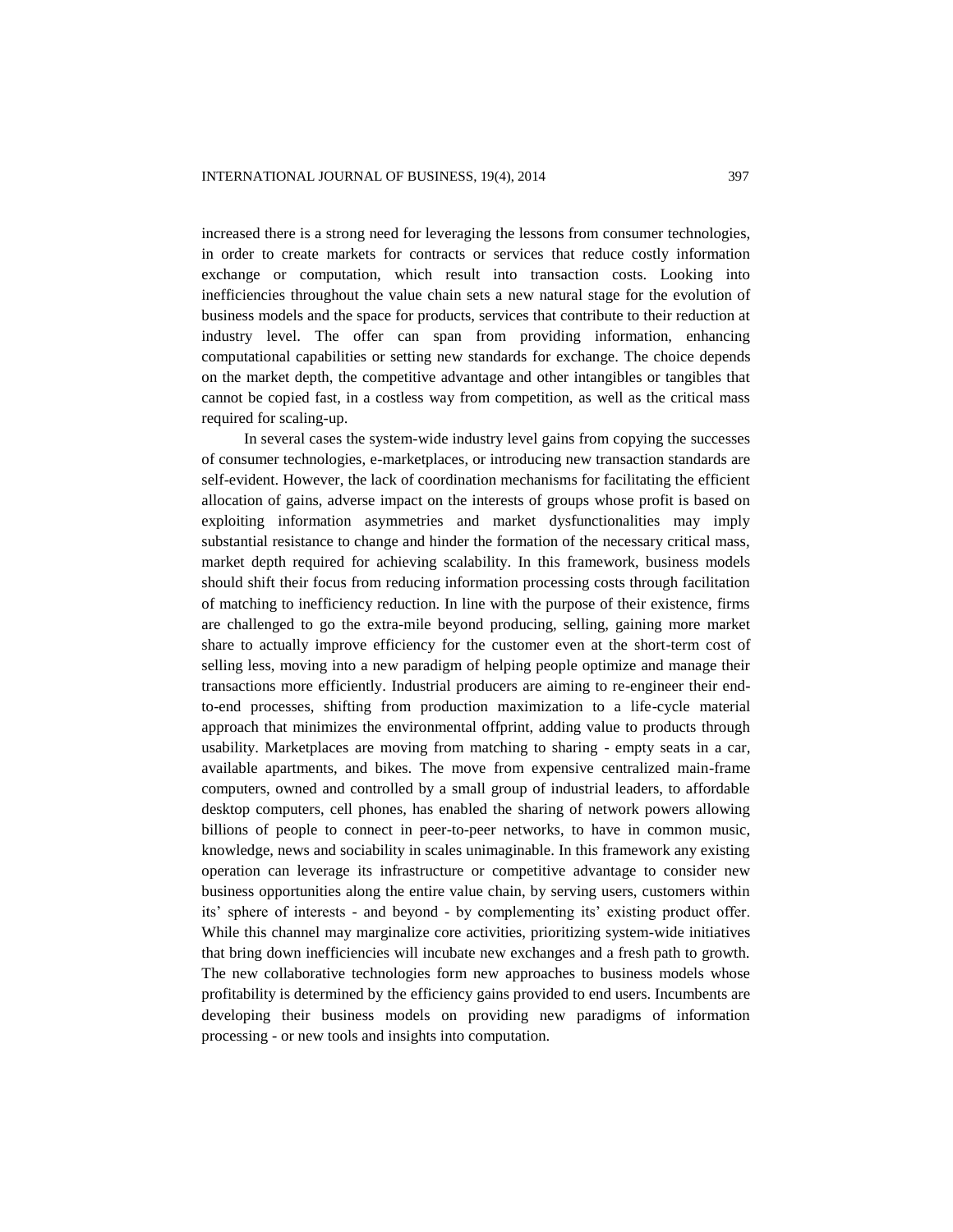increased there is a strong need for leveraging the lessons from consumer technologies, in order to create markets for contracts or services that reduce costly information exchange or computation, which result into transaction costs. Looking into inefficiencies throughout the value chain sets a new natural stage for the evolution of business models and the space for products, services that contribute to their reduction at industry level. The offer can span from providing information, enhancing computational capabilities or setting new standards for exchange. The choice depends on the market depth, the competitive advantage and other intangibles or tangibles that cannot be copied fast, in a costless way from competition, as well as the critical mass required for scaling-up.

In several cases the system-wide industry level gains from copying the successes of consumer technologies, e-marketplaces, or introducing new transaction standards are self-evident. However, the lack of coordination mechanisms for facilitating the efficient allocation of gains, adverse impact on the interests of groups whose profit is based on exploiting information asymmetries and market dysfunctionalities may imply substantial resistance to change and hinder the formation of the necessary critical mass, market depth required for achieving scalability. In this framework, business models should shift their focus from reducing information processing costs through facilitation of matching to inefficiency reduction. In line with the purpose of their existence, firms are challenged to go the extra-mile beyond producing, selling, gaining more market share to actually improve efficiency for the customer even at the short-term cost of selling less, moving into a new paradigm of helping people optimize and manage their transactions more efficiently. Industrial producers are aiming to re-engineer their end-to-end processes, shifting from production maximization to a life-cycle material approach that minimizes the environmental offprint, adding value to products through usability. Marketplaces are moving from matching to sharing - empty seats in a car, available apartments, and bikes. The move from expensive centralized main-frame computers, owned and controlled by a small group of industrial leaders, to affordable desktop computers, cell phones, has enabled the sharing of network powers allowing billions of people to connect in peer-to-peer networks, to have in common music, knowledge, news and sociability in scales unimaginable. In this framework any existing operation can leverage its infrastructure or competitive advantage to consider new business opportunities along the entire value chain, by serving users, customers within its' sphere of interests - and beyond - by complementing its' existing product offer. While this channel may marginalize core activities, prioritizing system-wide initiatives that bring down inefficiencies will incubate new exchanges and a fresh path to growth. The new collaborative technologies form new approaches to business models whose profitability is determined by the efficiency gains provided to end users. Incumbents are developing their business models on providing new paradigms of information processing - or new tools and insights into computation.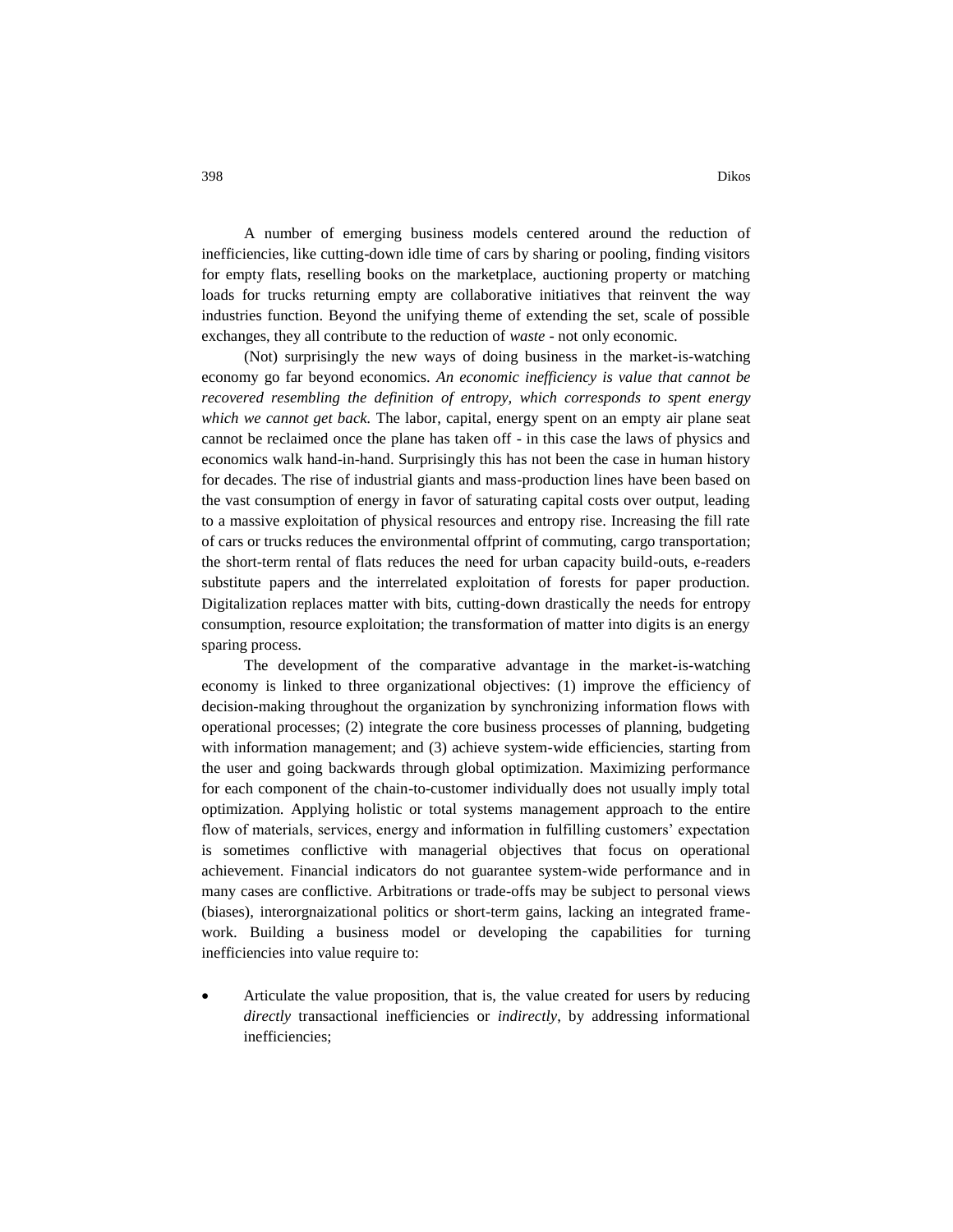A number of emerging business models centered around the reduction of inefficiencies, like cutting-down idle time of cars by sharing or pooling, finding visitors for empty flats, reselling books on the marketplace, auctioning property or matching loads for trucks returning empty are collaborative initiatives that reinvent the way industries function. Beyond the unifying theme of extending the set, scale of possible exchanges, they all contribute to the reduction of *waste* - not only economic.

(Not) surprisingly the new ways of doing business in the market-is-watching economy go far beyond economics. *An economic inefficiency is value that cannot be recovered resembling the definition of entropy, which corresponds to spent energy which we cannot get back.* The labor, capital, energy spent on an empty air plane seat cannot be reclaimed once the plane has taken off - in this case the laws of physics and economics walk hand-in-hand. Surprisingly this has not been the case in human history for decades. The rise of industrial giants and mass-production lines have been based on the vast consumption of energy in favor of saturating capital costs over output, leading to a massive exploitation of physical resources and entropy rise. Increasing the fill rate of cars or trucks reduces the environmental offprint of commuting, cargo transportation; the short-term rental of flats reduces the need for urban capacity build-outs, e-readers substitute papers and the interrelated exploitation of forests for paper production. Digitalization replaces matter with bits, cutting-down drastically the needs for entropy consumption, resource exploitation; the transformation of matter into digits is an energy sparing process.

The development of the comparative advantage in the market-is-watching economy is linked to three organizational objectives: (1) improve the efficiency of decision-making throughout the organization by synchronizing information flows with operational processes; (2) integrate the core business processes of planning, budgeting with information management; and (3) achieve system-wide efficiencies, starting from the user and going backwards through global optimization. Maximizing performance for each component of the chain-to-customer individually does not usually imply total optimization. Applying holistic or total systems management approach to the entire flow of materials, services, energy and information in fulfilling customers' expectation is sometimes conflictive with managerial objectives that focus on operational achievement. Financial indicators do not guarantee system-wide performance and in many cases are conflictive. Arbitrations or trade-offs may be subject to personal views (biases), interorgnaizational politics or short-term gains, lacking an integrated framework. Building a business model or developing the capabilities for turning inefficiencies into value require to:

- Articulate the value proposition, that is, the value created for users by reducing *directly* transactional inefficiencies or *indirectly*, by addressing informational inefficiencies;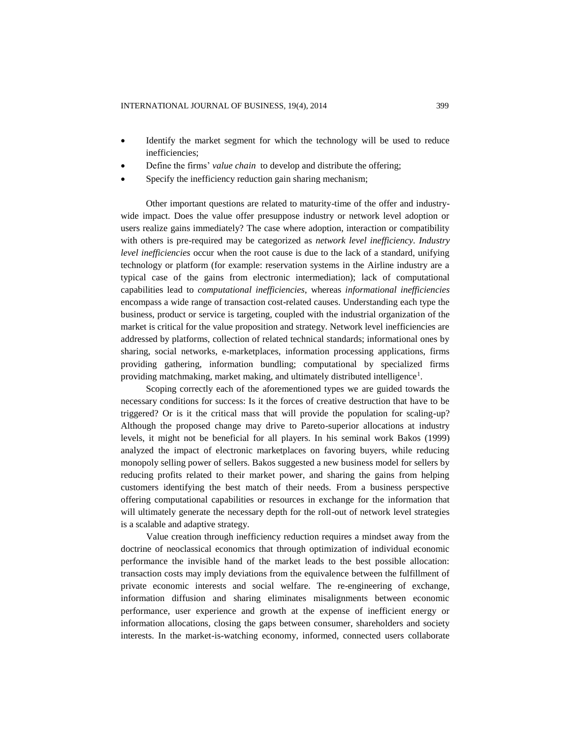- Identify the market segment for which the technology will be used to reduce inefficiencies;
- Define the firms' *value chain* to develop and distribute the offering;
- Specify the inefficiency reduction gain sharing mechanism;

Other important questions are related to maturity-time of the offer and industry-wide impact. Does the value offer presuppose industry or network level adoption or users realize gains immediately? The case where adoption, interaction or compatibility with others is pre-required may be categorized as *network level inefficiency*. *Industry level inefficiencies* occur when the root cause is due to the lack of a standard, unifying technology or platform (for example: reservation systems in the Airline industry are a typical case of the gains from electronic intermediation); lack of computational capabilities lead to *computational inefficiencies*, whereas *informational inefficiencies* encompass a wide range of transaction cost-related causes. Understanding each type the business, product or service is targeting, coupled with the industrial organization of the market is critical for the value proposition and strategy. Network level inefficiencies are addressed by platforms, collection of related technical standards; informational ones by sharing, social networks, e-marketplaces, information processing applications, firms providing gathering, information bundling; computational by specialized firms providing matchmaking, market making, and ultimately distributed intelligence[1].

Scoping correctly each of the aforementioned types we are guided towards the necessary conditions for success: Is it the forces of creative destruction that have to be triggered? Or is it the critical mass that will provide the population for scaling-up? Although the proposed change may drive to Pareto-superior allocations at industry levels, it might not be beneficial for all players. In his seminal work Bakos (1999) analyzed the impact of electronic marketplaces on favoring buyers, while reducing monopoly selling power of sellers. Bakos suggested a new business model for sellers by reducing profits related to their market power, and sharing the gains from helping customers identifying the best match of their needs. From a business perspective offering computational capabilities or resources in exchange for the information that will ultimately generate the necessary depth for the roll-out of network level strategies is a scalable and adaptive strategy.

Value creation through inefficiency reduction requires a mindset away from the doctrine of neoclassical economics that through optimization of individual economic performance the invisible hand of the market leads to the best possible allocation: transaction costs may imply deviations from the equivalence between the fulfillment of private economic interests and social welfare. The re-engineering of exchange, information diffusion and sharing eliminates misalignments between economic performance, user experience and growth at the expense of inefficient energy or information allocations, closing the gaps between consumer, shareholders and society interests. In the market-is-watching economy, informed, connected users collaborate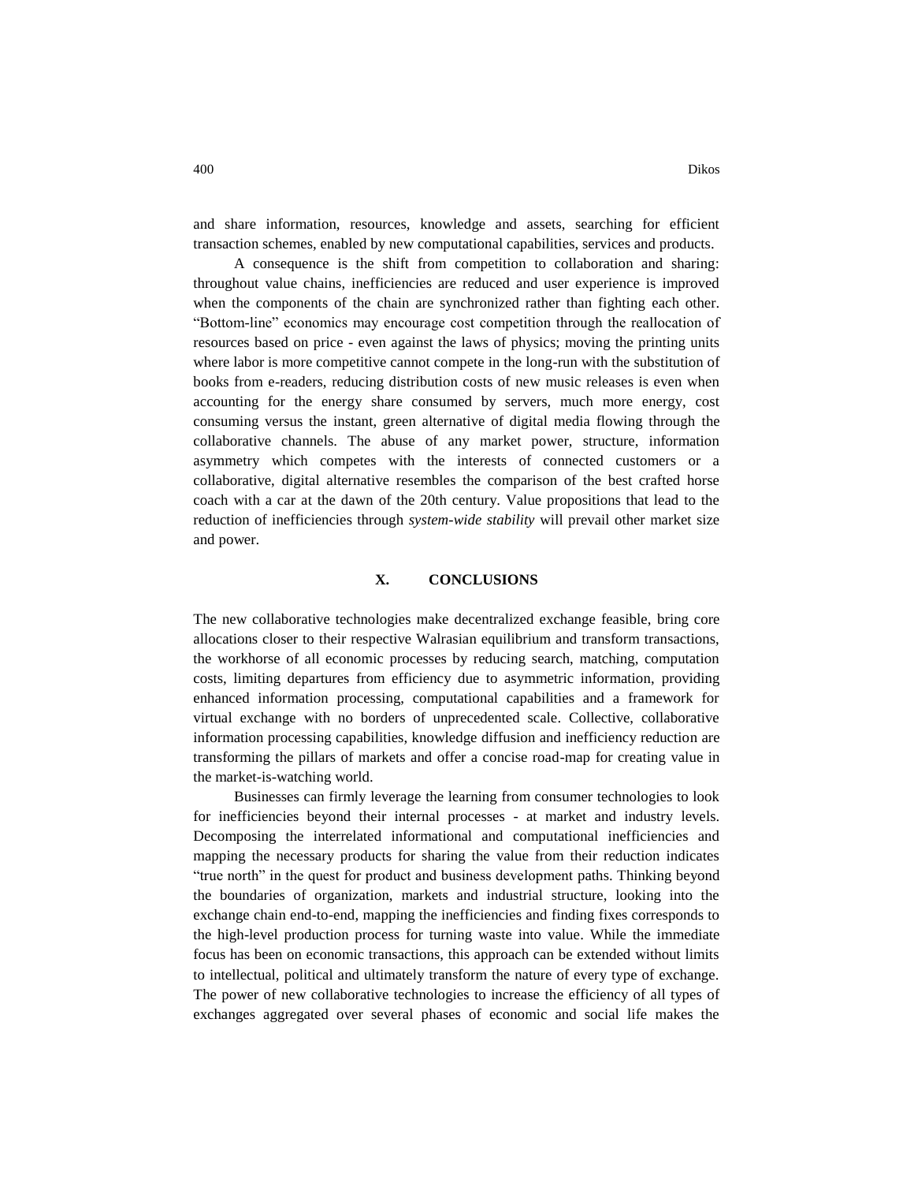and share information, resources, knowledge and assets, searching for efficient transaction schemes, enabled by new computational capabilities, services and products.

A consequence is the shift from competition to collaboration and sharing: throughout value chains, inefficiencies are reduced and user experience is improved when the components of the chain are synchronized rather than fighting each other. "Bottom-line" economics may encourage cost competition through the reallocation of resources based on price - even against the laws of physics; moving the printing units where labor is more competitive cannot compete in the long-run with the substitution of books from e-readers, reducing distribution costs of new music releases is even when accounting for the energy share consumed by servers, much more energy, cost consuming versus the instant, green alternative of digital media flowing through the collaborative channels. The abuse of any market power, structure, information asymmetry which competes with the interests of connected customers or a collaborative, digital alternative resembles the comparison of the best crafted horse coach with a car at the dawn of the 20th century. Value propositions that lead to the reduction of inefficiencies through *system-wide stability* will prevail other market size and power.

## X. CONCLUSIONS

The new collaborative technologies make decentralized exchange feasible, bring core allocations closer to their respective Walrasian equilibrium and transform transactions, the workhorse of all economic processes by reducing search, matching, computation costs, limiting departures from efficiency due to asymmetric information, providing enhanced information processing, computational capabilities and a framework for virtual exchange with no borders of unprecedented scale. Collective, collaborative information processing capabilities, knowledge diffusion and inefficiency reduction are transforming the pillars of markets and offer a concise road-map for creating value in the market-is-watching world.

Businesses can firmly leverage the learning from consumer technologies to look for inefficiencies beyond their internal processes - at market and industry levels. Decomposing the interrelated informational and computational inefficiencies and mapping the necessary products for sharing the value from their reduction indicates "true north" in the quest for product and business development paths. Thinking beyond the boundaries of organization, markets and industrial structure, looking into the exchange chain end-to-end, mapping the inefficiencies and finding fixes corresponds to the high-level production process for turning waste into value. While the immediate focus has been on economic transactions, this approach can be extended without limits to intellectual, political and ultimately transform the nature of every type of exchange. The power of new collaborative technologies to increase the efficiency of all types of exchanges aggregated over several phases of economic and social life makes the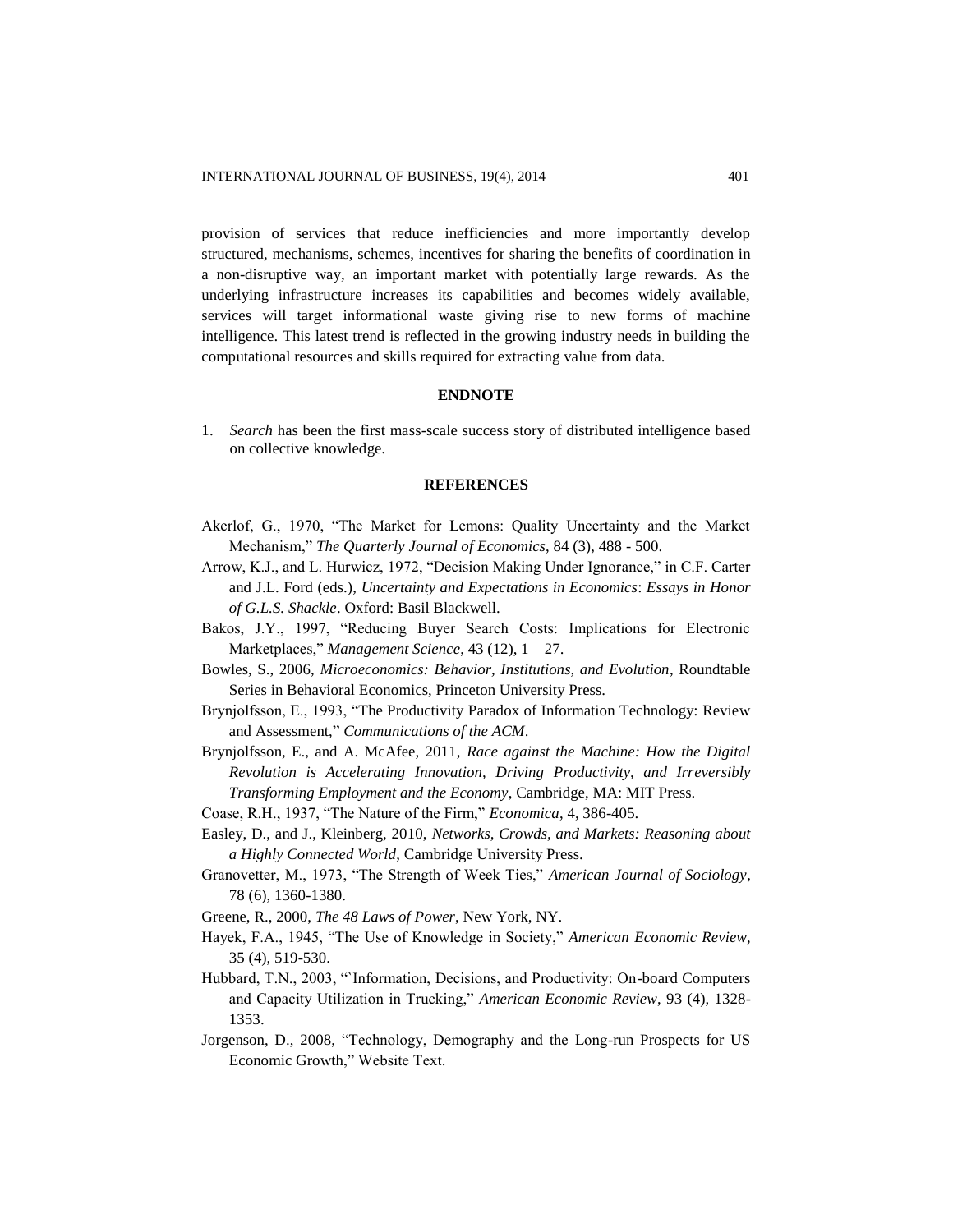provision of services that reduce inefficiencies and more importantly develop structured, mechanisms, schemes, incentives for sharing the benefits of coordination in a non-disruptive way, an important market with potentially large rewards. As the underlying infrastructure increases its capabilities and becomes widely available, services will target informational waste giving rise to new forms of machine intelligence. This latest trend is reflected in the growing industry needs in building the computational resources and skills required for extracting value from data.

## ENDNOTE

1. *Search* has been the first mass-scale success story of distributed intelligence based on collective knowledge.

## REFERENCES

Akerlof, G., 1970, "The Market for Lemons: Quality Uncertainty and the Market Mechanism," *The Quarterly Journal of Economics*, 84 (3), 488 - 500.

Arrow, K.J., and L. Hurwicz, 1972, "Decision Making Under Ignorance," in C.F. Carter and J.L. Ford (eds.), *Uncertainty and Expectations in Economics*: *Essays in Honor of G.L.S. Shackle*. Oxford: Basil Blackwell.

Bakos, J.Y., 1997, "Reducing Buyer Search Costs: Implications for Electronic Marketplaces," *Management Science*, 43 (12), 1 – 27.

Bowles, S., 2006, *Microeconomics: Behavior, Institutions, and Evolution*, Roundtable Series in Behavioral Economics, Princeton University Press.

Brynjolfsson, E., 1993, "The Productivity Paradox of Information Technology: Review and Assessment," *Communications of the ACM*.

Brynjolfsson, E., and A. McAfee, 2011, *Race against the Machine: How the Digital Revolution is Accelerating Innovation, Driving Productivity, and Irreversibly Transforming Employment and the Economy*, Cambridge, MA: MIT Press.

Coase, R.H., 1937, "The Nature of the Firm," *Economica*, 4, 386-405.

Easley, D., and J., Kleinberg, 2010, *Networks, Crowds, and Markets: Reasoning about a Highly Connected World*, Cambridge University Press.

Granovetter, M., 1973, "The Strength of Week Ties," *American Journal of Sociology*, 78 (6), 1360-1380.

Greene, R., 2000, *The 48 Laws of Power*, New York, NY.

Hayek, F.A., 1945, "The Use of Knowledge in Society," *American Economic Review*, 35 (4), 519-530.

Hubbard, T.N., 2003, "`Information, Decisions, and Productivity: On-board Computers and Capacity Utilization in Trucking," *American Economic Review*, 93 (4), 1328-1353.

Jorgenson, D., 2008, "Technology, Demography and the Long-run Prospects for US Economic Growth," Website Text.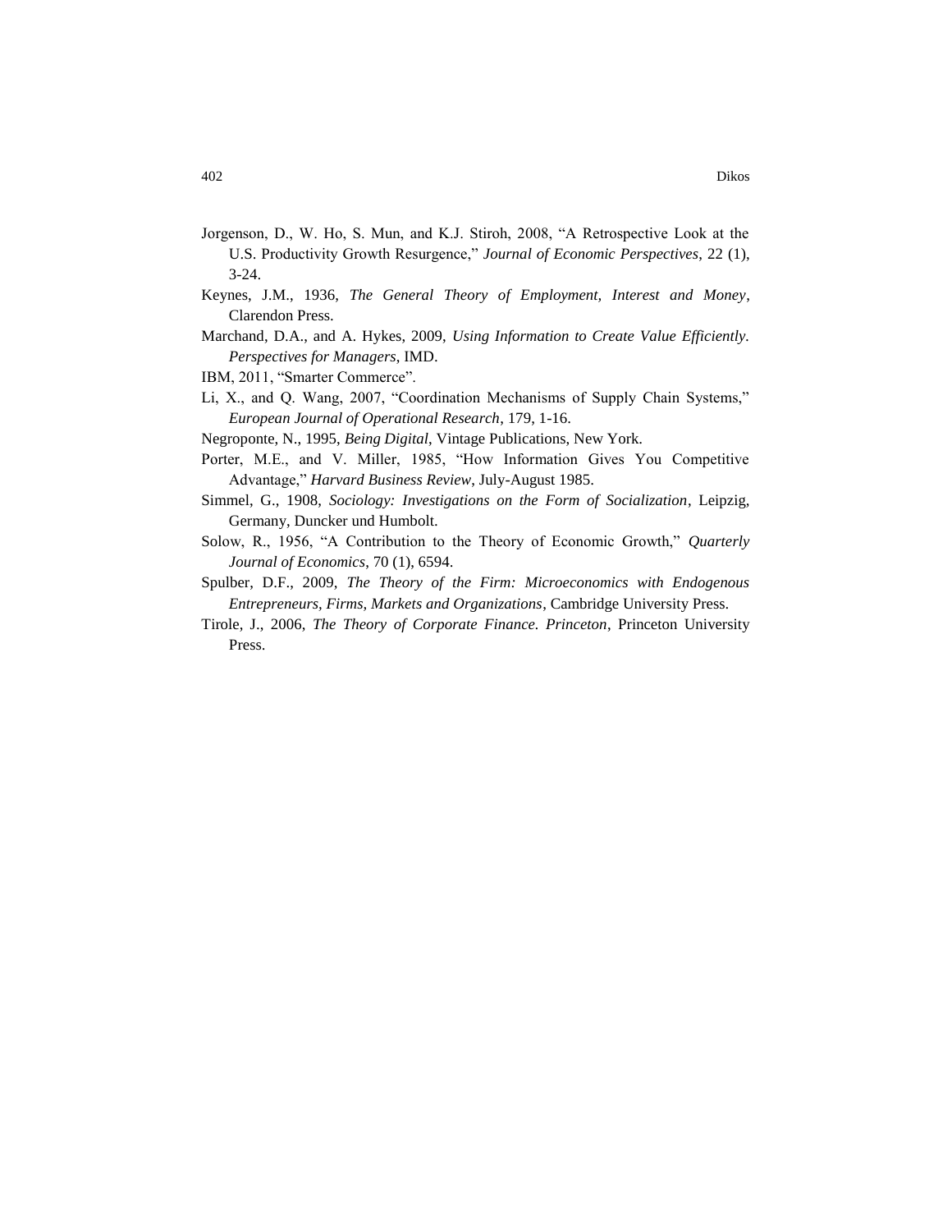Jorgenson, D., W. Ho, S. Mun, and K.J. Stiroh, 2008, "A Retrospective Look at the U.S. Productivity Growth Resurgence," *Journal of Economic Perspectives*, 22 (1), 3-24.

Keynes, J.M., 1936, *The General Theory of Employment, Interest and Money*, Clarendon Press.

Marchand, D.A., and A. Hykes, 2009, *Using Information to Create Value Efficiently. Perspectives for Managers*, IMD.

IBM, 2011, "Smarter Commerce".

Li, X., and Q. Wang, 2007, "Coordination Mechanisms of Supply Chain Systems," *European Journal of Operational Research*, 179, 1-16.

Negroponte, N., 1995, *Being Digital*, Vintage Publications, New York.

Porter, M.E., and V. Miller, 1985, "How Information Gives You Competitive Advantage," *Harvard Business Review*, July-August 1985.

Simmel, G., 1908, *Sociology: Investigations on the Form of Socialization*, Leipzig, Germany, Duncker und Humbolt.

Solow, R., 1956, "A Contribution to the Theory of Economic Growth," *Quarterly Journal of Economics*, 70 (1), 6594.

Spulber, D.F., 2009, *The Theory of the Firm: Microeconomics with Endogenous Entrepreneurs, Firms, Markets and Organizations*, Cambridge University Press.

Tirole, J., 2006, *The Theory of Corporate Finance. Princeton*, Princeton University Press.